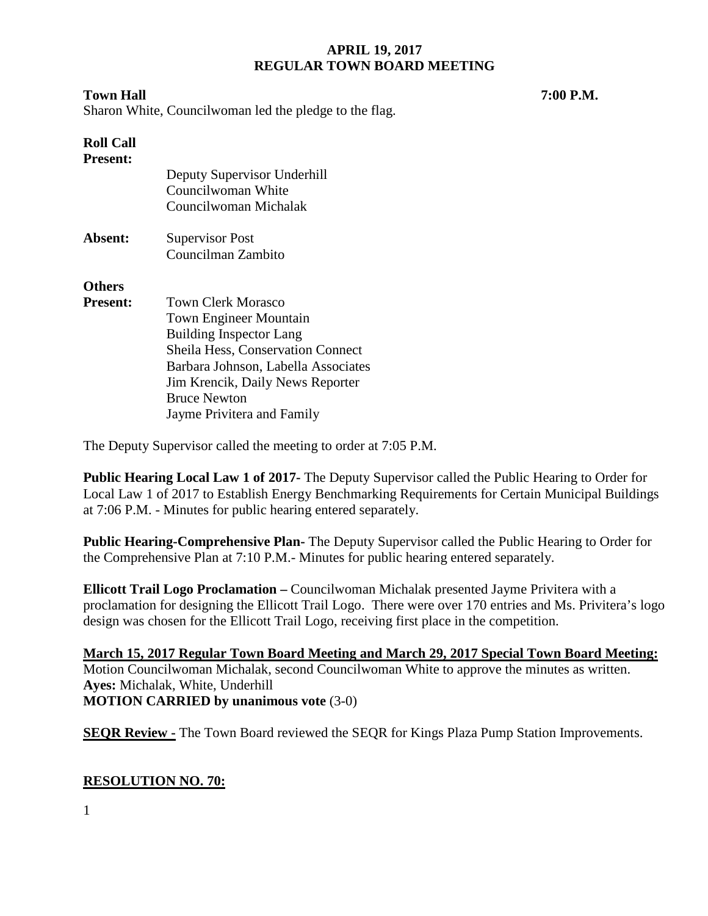# APRIL 19, 2017
# REGULAR TOWN BOARD MEETING

**Town Hall** **7:00 P.M.**

Sharon White, Councilwoman led the pledge to the flag.

**Roll Call**

**Present:**
- Deputy Supervisor Underhill
- Councilwoman White
- Councilwoman Michalak

**Absent:**
- Supervisor Post
- Councilman Zambito

**Others**

**Present:**
- Town Clerk Morasco
- Town Engineer Mountain
- Building Inspector Lang
- Sheila Hess, Conservation Connect
- Barbara Johnson, Labella Associates
- Jim Krencik, Daily News Reporter
- Bruce Newton
- Jayme Privitera and Family

The Deputy Supervisor called the meeting to order at 7:05 P.M.

**Public Hearing Local Law 1 of 2017-** The Deputy Supervisor called the Public Hearing to Order for Local Law 1 of 2017 to Establish Energy Benchmarking Requirements for Certain Municipal Buildings at 7:06 P.M. - Minutes for public hearing entered separately.

**Public Hearing-Comprehensive Plan-** The Deputy Supervisor called the Public Hearing to Order for the Comprehensive Plan at 7:10 P.M.- Minutes for public hearing entered separately.

**Ellicott Trail Logo Proclamation –** Councilwoman Michalak presented Jayme Privitera with a proclamation for designing the Ellicott Trail Logo. There were over 170 entries and Ms. Privitera's logo design was chosen for the Ellicott Trail Logo, receiving first place in the competition.

**March 15, 2017 Regular Town Board Meeting and March 29, 2017 Special Town Board Meeting:**
Motion Councilwoman Michalak, second Councilwoman White to approve the minutes as written.
**Ayes:** Michalak, White, Underhill
**MOTION CARRIED by unanimous vote** (3-0)

**SEQR Review -** The Town Board reviewed the SEQR for Kings Plaza Pump Station Improvements.

**RESOLUTION NO. 70:**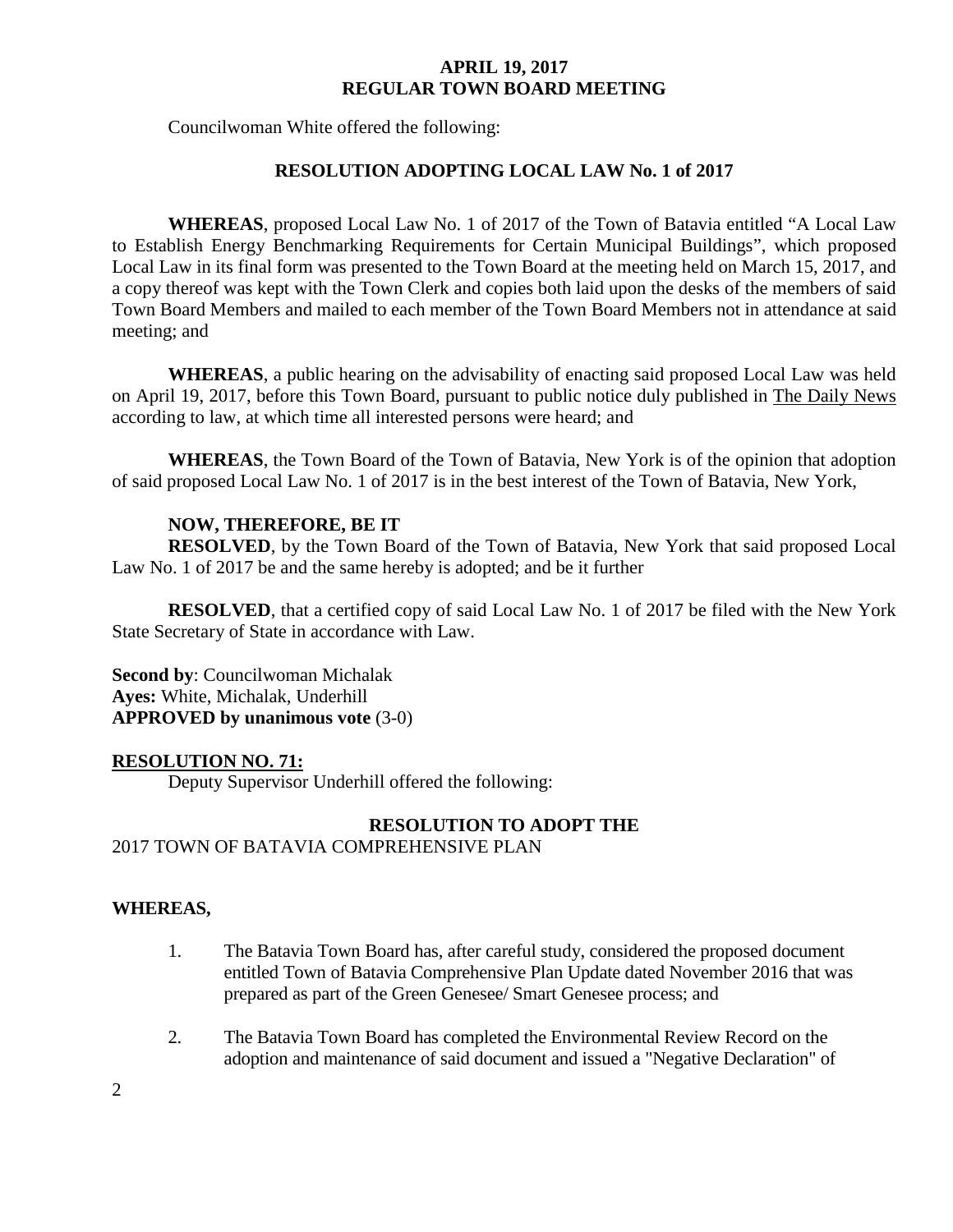**APRIL 19, 2017**
**REGULAR TOWN BOARD MEETING**

Councilwoman White offered the following:

**RESOLUTION ADOPTING LOCAL LAW No. 1 of 2017**

**WHEREAS**, proposed Local Law No. 1 of 2017 of the Town of Batavia entitled "A Local Law to Establish Energy Benchmarking Requirements for Certain Municipal Buildings", which proposed Local Law in its final form was presented to the Town Board at the meeting held on March 15, 2017, and a copy thereof was kept with the Town Clerk and copies both laid upon the desks of the members of said Town Board Members and mailed to each member of the Town Board Members not in attendance at said meeting; and

**WHEREAS**, a public hearing on the advisability of enacting said proposed Local Law was held on April 19, 2017, before this Town Board, pursuant to public notice duly published in The Daily News according to law, at which time all interested persons were heard; and

**WHEREAS**, the Town Board of the Town of Batavia, New York is of the opinion that adoption of said proposed Local Law No. 1 of 2017 is in the best interest of the Town of Batavia, New York,

**NOW, THEREFORE, BE IT**
**RESOLVED**, by the Town Board of the Town of Batavia, New York that said proposed Local Law No. 1 of 2017 be and the same hereby is adopted; and be it further

**RESOLVED**, that a certified copy of said Local Law No. 1 of 2017 be filed with the New York State Secretary of State in accordance with Law.

**Second by**: Councilwoman Michalak
**Ayes:** White, Michalak, Underhill
**APPROVED by unanimous vote** (3-0)

**RESOLUTION NO. 71:**
Deputy Supervisor Underhill offered the following:

**RESOLUTION TO ADOPT THE**
2017 TOWN OF BATAVIA COMPREHENSIVE PLAN

**WHEREAS,**

1. The Batavia Town Board has, after careful study, considered the proposed document entitled Town of Batavia Comprehensive Plan Update dated November 2016 that was prepared as part of the Green Genesee/ Smart Genesee process; and

2. The Batavia Town Board has completed the Environmental Review Record on the adoption and maintenance of said document and issued a "Negative Declaration" of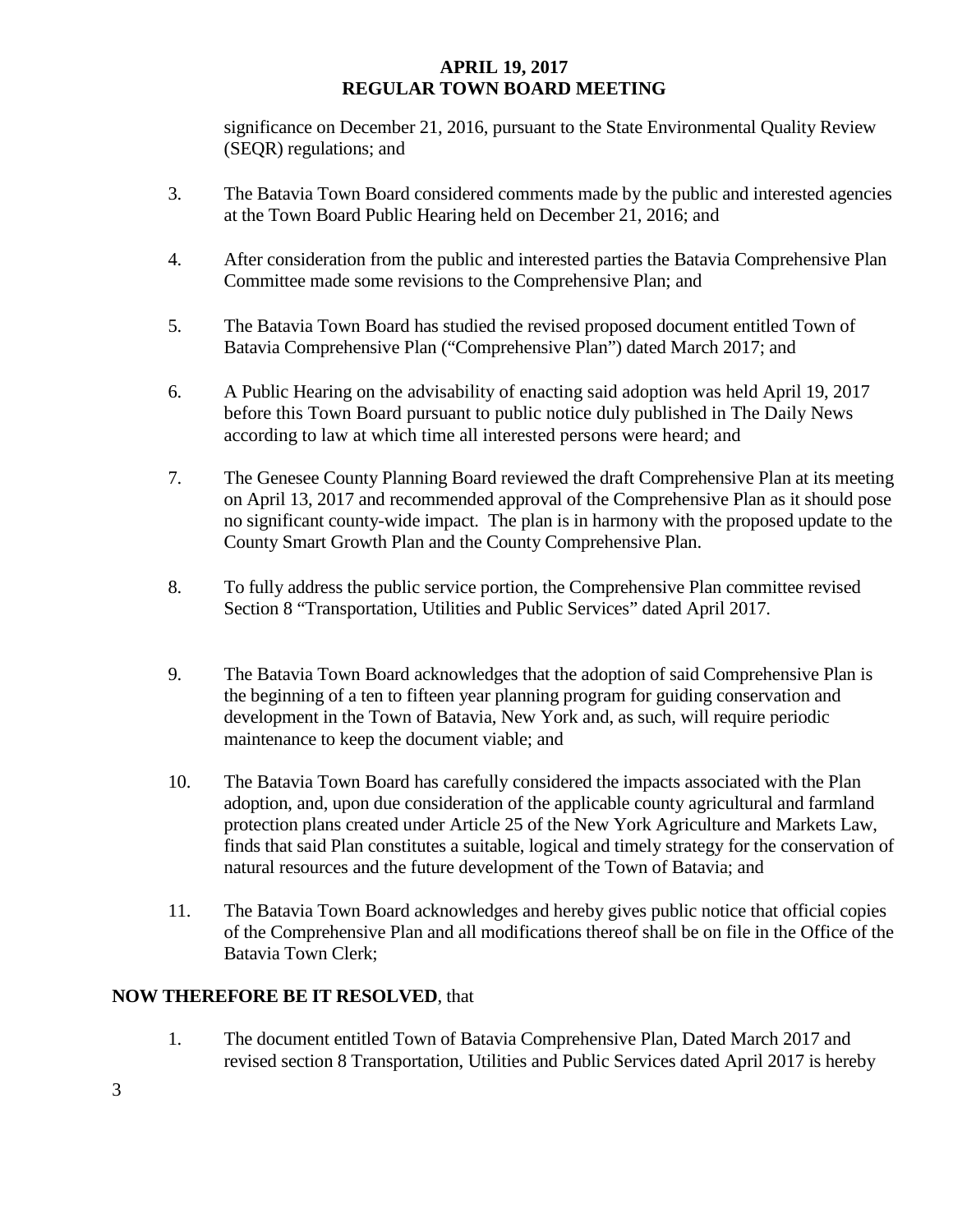significance on December 21, 2016, pursuant to the State Environmental Quality Review (SEQR) regulations; and

3. The Batavia Town Board considered comments made by the public and interested agencies at the Town Board Public Hearing held on December 21, 2016; and

4. After consideration from the public and interested parties the Batavia Comprehensive Plan Committee made some revisions to the Comprehensive Plan; and

5. The Batavia Town Board has studied the revised proposed document entitled Town of Batavia Comprehensive Plan ("Comprehensive Plan") dated March 2017; and

6. A Public Hearing on the advisability of enacting said adoption was held April 19, 2017 before this Town Board pursuant to public notice duly published in The Daily News according to law at which time all interested persons were heard; and

7. The Genesee County Planning Board reviewed the draft Comprehensive Plan at its meeting on April 13, 2017 and recommended approval of the Comprehensive Plan as it should pose no significant county-wide impact. The plan is in harmony with the proposed update to the County Smart Growth Plan and the County Comprehensive Plan.

8. To fully address the public service portion, the Comprehensive Plan committee revised Section 8 "Transportation, Utilities and Public Services" dated April 2017.

9. The Batavia Town Board acknowledges that the adoption of said Comprehensive Plan is the beginning of a ten to fifteen year planning program for guiding conservation and development in the Town of Batavia, New York and, as such, will require periodic maintenance to keep the document viable; and

10. The Batavia Town Board has carefully considered the impacts associated with the Plan adoption, and, upon due consideration of the applicable county agricultural and farmland protection plans created under Article 25 of the New York Agriculture and Markets Law, finds that said Plan constitutes a suitable, logical and timely strategy for the conservation of natural resources and the future development of the Town of Batavia; and

11. The Batavia Town Board acknowledges and hereby gives public notice that official copies of the Comprehensive Plan and all modifications thereof shall be on file in the Office of the Batavia Town Clerk;

**NOW THEREFORE BE IT RESOLVED**, that

1. The document entitled Town of Batavia Comprehensive Plan, Dated March 2017 and revised section 8 Transportation, Utilities and Public Services dated April 2017 is hereby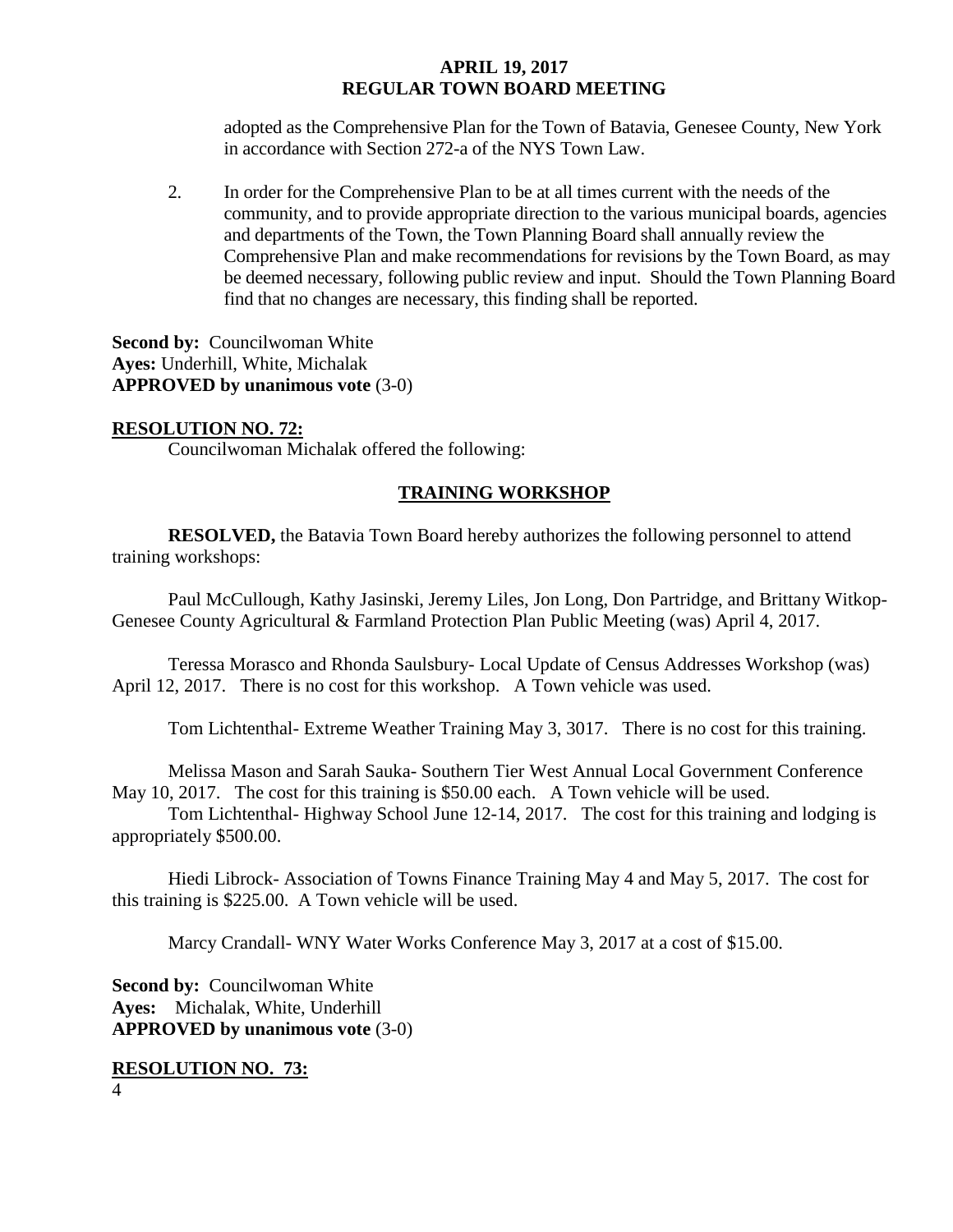adopted as the Comprehensive Plan for the Town of Batavia, Genesee County, New York in accordance with Section 272-a of the NYS Town Law.

2. In order for the Comprehensive Plan to be at all times current with the needs of the community, and to provide appropriate direction to the various municipal boards, agencies and departments of the Town, the Town Planning Board shall annually review the Comprehensive Plan and make recommendations for revisions by the Town Board, as may be deemed necessary, following public review and input. Should the Town Planning Board find that no changes are necessary, this finding shall be reported.

**Second by:** Councilwoman White
**Ayes:** Underhill, White, Michalak
**APPROVED by unanimous vote** (3-0)

**RESOLUTION NO. 72:**

Councilwoman Michalak offered the following:

**TRAINING WORKSHOP**

**RESOLVED,** the Batavia Town Board hereby authorizes the following personnel to attend training workshops:

Paul McCullough, Kathy Jasinski, Jeremy Liles, Jon Long, Don Partridge, and Brittany Witkop- Genesee County Agricultural & Farmland Protection Plan Public Meeting (was) April 4, 2017.

Teressa Morasco and Rhonda Saulsbury- Local Update of Census Addresses Workshop (was) April 12, 2017. There is no cost for this workshop. A Town vehicle was used.

Tom Lichtenthal- Extreme Weather Training May 3, 3017. There is no cost for this training.

Melissa Mason and Sarah Sauka- Southern Tier West Annual Local Government Conference May 10, 2017. The cost for this training is $50.00 each. A Town vehicle will be used.

Tom Lichtenthal- Highway School June 12-14, 2017. The cost for this training and lodging is appropriately $500.00.

Hiedi Librock- Association of Towns Finance Training May 4 and May 5, 2017. The cost for this training is $225.00. A Town vehicle will be used.

Marcy Crandall- WNY Water Works Conference May 3, 2017 at a cost of $15.00.

**Second by:** Councilwoman White
**Ayes:** Michalak, White, Underhill
**APPROVED by unanimous vote** (3-0)

**RESOLUTION NO. 73:**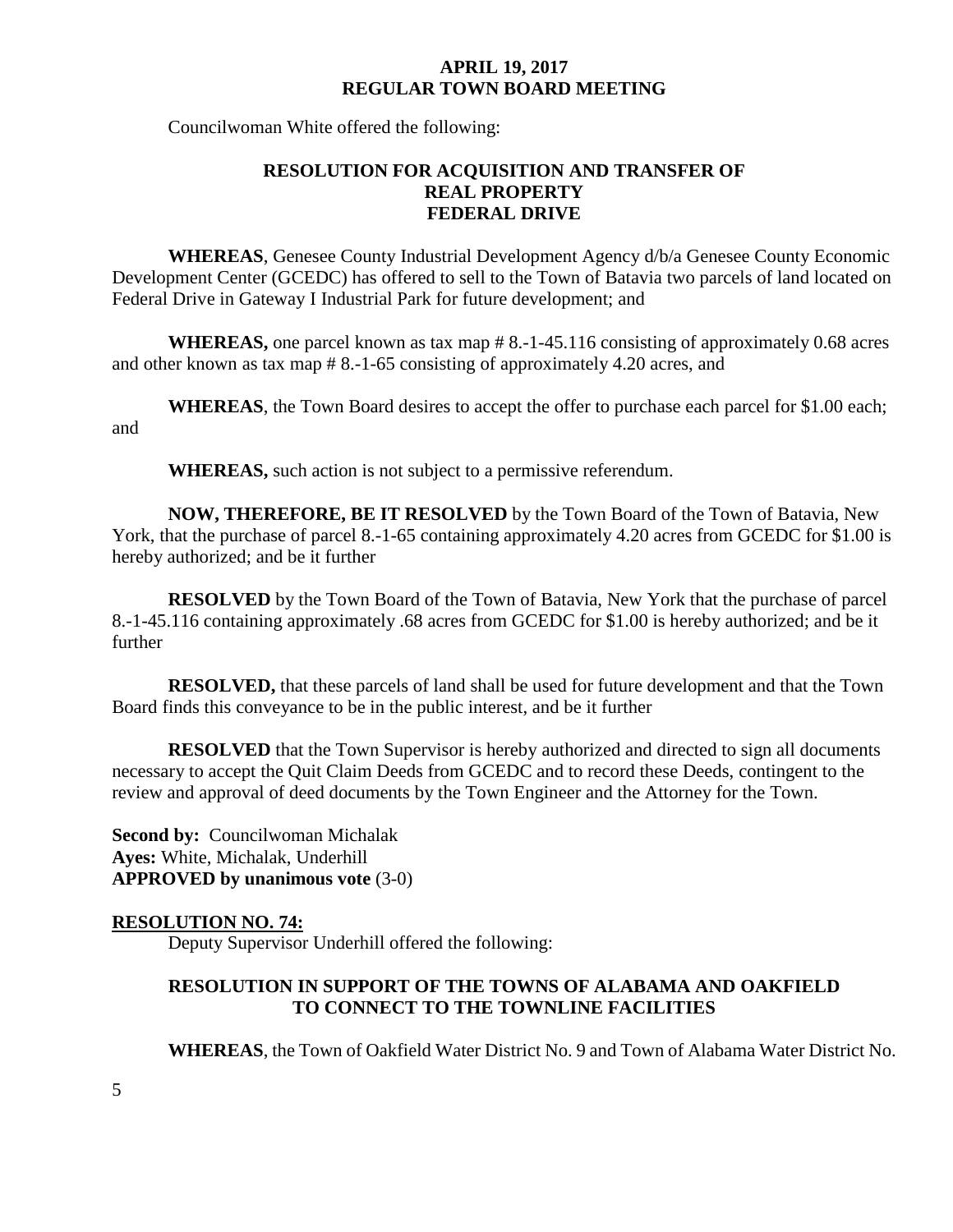Councilwoman White offered the following:

**RESOLUTION FOR ACQUISITION AND TRANSFER OF REAL PROPERTY FEDERAL DRIVE**

**WHEREAS**, Genesee County Industrial Development Agency d/b/a Genesee County Economic Development Center (GCEDC) has offered to sell to the Town of Batavia two parcels of land located on Federal Drive in Gateway I Industrial Park for future development; and

**WHEREAS,** one parcel known as tax map # 8.-1-45.116 consisting of approximately 0.68 acres and other known as tax map # 8.-1-65 consisting of approximately 4.20 acres, and

**WHEREAS**, the Town Board desires to accept the offer to purchase each parcel for $1.00 each; and

**WHEREAS,** such action is not subject to a permissive referendum.

**NOW, THEREFORE, BE IT RESOLVED** by the Town Board of the Town of Batavia, New York, that the purchase of parcel 8.-1-65 containing approximately 4.20 acres from GCEDC for $1.00 is hereby authorized; and be it further

**RESOLVED** by the Town Board of the Town of Batavia, New York that the purchase of parcel 8.-1-45.116 containing approximately .68 acres from GCEDC for $1.00 is hereby authorized; and be it further

**RESOLVED,** that these parcels of land shall be used for future development and that the Town Board finds this conveyance to be in the public interest, and be it further

**RESOLVED** that the Town Supervisor is hereby authorized and directed to sign all documents necessary to accept the Quit Claim Deeds from GCEDC and to record these Deeds, contingent to the review and approval of deed documents by the Town Engineer and the Attorney for the Town.

**Second by:** Councilwoman Michalak
**Ayes:** White, Michalak, Underhill
**APPROVED by unanimous vote** (3-0)

**RESOLUTION NO. 74:**

Deputy Supervisor Underhill offered the following:

**RESOLUTION IN SUPPORT OF THE TOWNS OF ALABAMA AND OAKFIELD TO CONNECT TO THE TOWNLINE FACILITIES**

**WHEREAS**, the Town of Oakfield Water District No. 9 and Town of Alabama Water District No.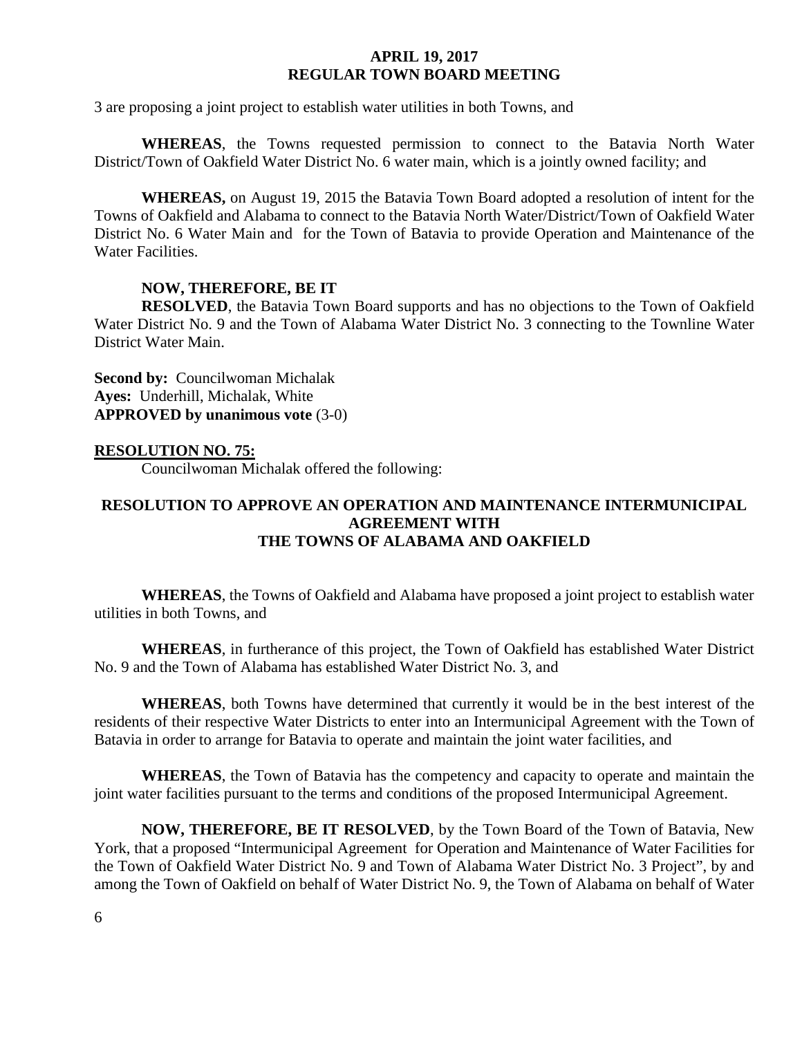3 are proposing a joint project to establish water utilities in both Towns, and

**WHEREAS**, the Towns requested permission to connect to the Batavia North Water District/Town of Oakfield Water District No. 6 water main, which is a jointly owned facility; and

**WHEREAS,** on August 19, 2015 the Batavia Town Board adopted a resolution of intent for the Towns of Oakfield and Alabama to connect to the Batavia North Water/District/Town of Oakfield Water District No. 6 Water Main and for the Town of Batavia to provide Operation and Maintenance of the Water Facilities.

**NOW, THEREFORE, BE IT**
**RESOLVED**, the Batavia Town Board supports and has no objections to the Town of Oakfield Water District No. 9 and the Town of Alabama Water District No. 3 connecting to the Townline Water District Water Main.

**Second by:** Councilwoman Michalak
**Ayes:** Underhill, Michalak, White
**APPROVED by unanimous vote** (3-0)

**RESOLUTION NO. 75:**

Councilwoman Michalak offered the following:

**RESOLUTION TO APPROVE AN OPERATION AND MAINTENANCE INTERMUNICIPAL AGREEMENT WITH THE TOWNS OF ALABAMA AND OAKFIELD**

**WHEREAS**, the Towns of Oakfield and Alabama have proposed a joint project to establish water utilities in both Towns, and

**WHEREAS**, in furtherance of this project, the Town of Oakfield has established Water District No. 9 and the Town of Alabama has established Water District No. 3, and

**WHEREAS**, both Towns have determined that currently it would be in the best interest of the residents of their respective Water Districts to enter into an Intermunicipal Agreement with the Town of Batavia in order to arrange for Batavia to operate and maintain the joint water facilities, and

**WHEREAS**, the Town of Batavia has the competency and capacity to operate and maintain the joint water facilities pursuant to the terms and conditions of the proposed Intermunicipal Agreement.

**NOW, THEREFORE, BE IT RESOLVED**, by the Town Board of the Town of Batavia, New York, that a proposed "Intermunicipal Agreement for Operation and Maintenance of Water Facilities for the Town of Oakfield Water District No. 9 and Town of Alabama Water District No. 3 Project", by and among the Town of Oakfield on behalf of Water District No. 9, the Town of Alabama on behalf of Water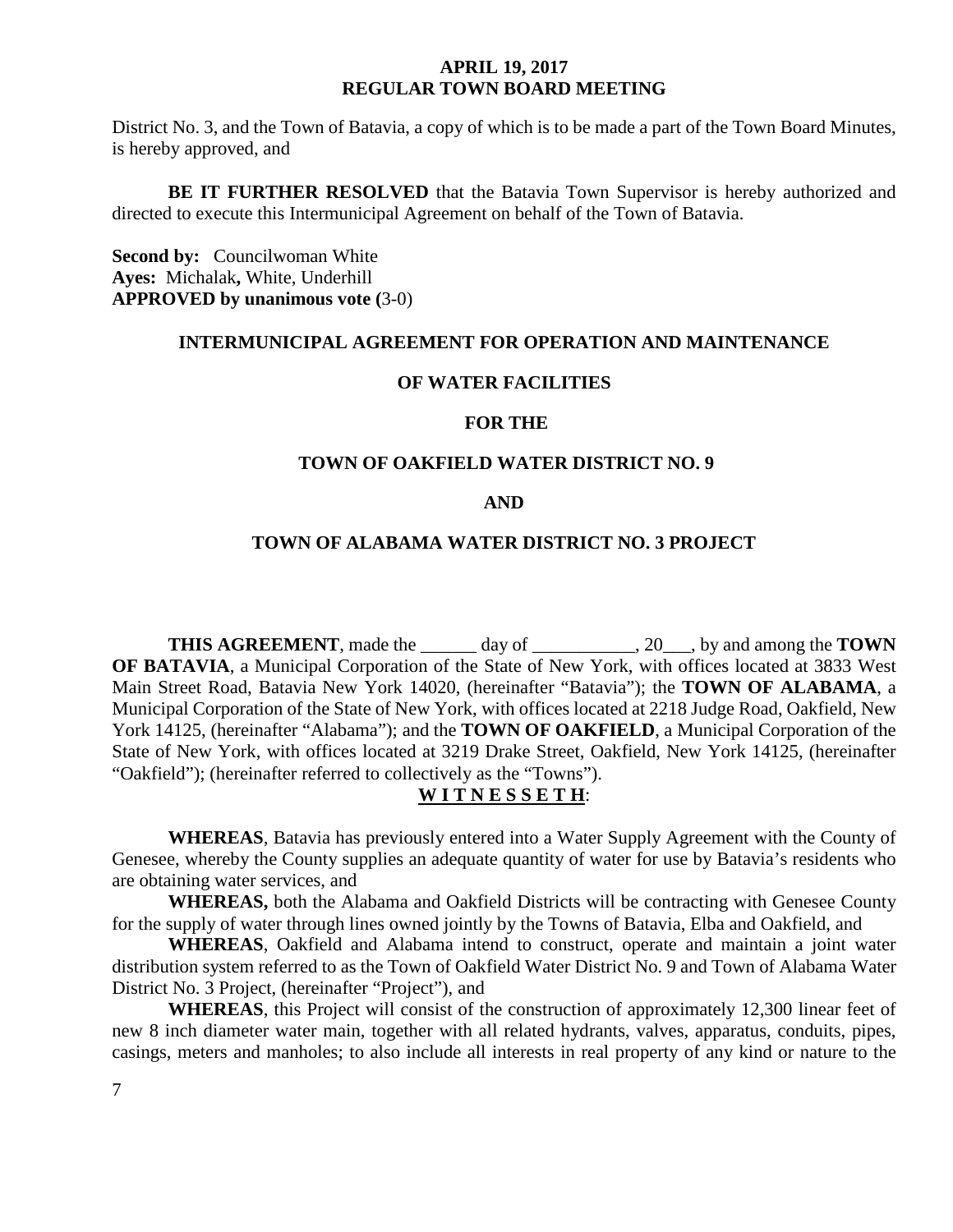District No. 3, and the Town of Batavia, a copy of which is to be made a part of the Town Board Minutes, is hereby approved, and

**BE IT FURTHER RESOLVED** that the Batavia Town Supervisor is hereby authorized and directed to execute this Intermunicipal Agreement on behalf of the Town of Batavia.

**Second by:** Councilwoman White
**Ayes:** Michalak**,** White, Underhill
**APPROVED by unanimous vote (**3-0)

## INTERMUNICIPAL AGREEMENT FOR OPERATION AND MAINTENANCE

## OF WATER FACILITIES

## FOR THE

## TOWN OF OAKFIELD WATER DISTRICT NO. 9

## AND

## TOWN OF ALABAMA WATER DISTRICT NO. 3 PROJECT

**THIS AGREEMENT**, made the ______ day of ___________, 20___, by and among the **TOWN OF BATAVIA**, a Municipal Corporation of the State of New York, with offices located at 3833 West Main Street Road, Batavia New York 14020, (hereinafter "Batavia"); the **TOWN OF ALABAMA**, a Municipal Corporation of the State of New York, with offices located at 2218 Judge Road, Oakfield, New York 14125, (hereinafter "Alabama"); and the **TOWN OF OAKFIELD**, a Municipal Corporation of the State of New York, with offices located at 3219 Drake Street, Oakfield, New York 14125, (hereinafter "Oakfield"); (hereinafter referred to collectively as the "Towns").

**W I T N E S S E T H**:

**WHEREAS**, Batavia has previously entered into a Water Supply Agreement with the County of Genesee, whereby the County supplies an adequate quantity of water for use by Batavia's residents who are obtaining water services, and

**WHEREAS,** both the Alabama and Oakfield Districts will be contracting with Genesee County for the supply of water through lines owned jointly by the Towns of Batavia, Elba and Oakfield, and

**WHEREAS**, Oakfield and Alabama intend to construct, operate and maintain a joint water distribution system referred to as the Town of Oakfield Water District No. 9 and Town of Alabama Water District No. 3 Project, (hereinafter "Project"), and

**WHEREAS**, this Project will consist of the construction of approximately 12,300 linear feet of new 8 inch diameter water main, together with all related hydrants, valves, apparatus, conduits, pipes, casings, meters and manholes; to also include all interests in real property of any kind or nature to the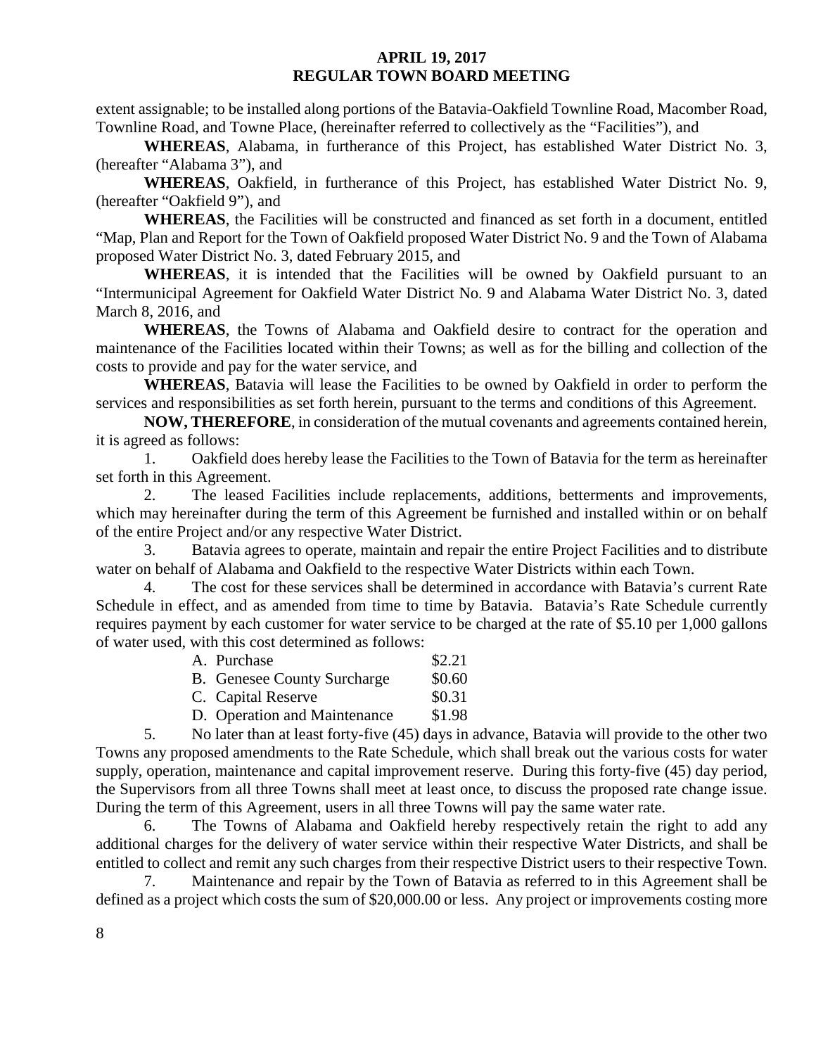extent assignable; to be installed along portions of the Batavia-Oakfield Townline Road, Macomber Road, Townline Road, and Towne Place, (hereinafter referred to collectively as the "Facilities"), and

**WHEREAS**, Alabama, in furtherance of this Project, has established Water District No. 3, (hereafter "Alabama 3"), and

**WHEREAS**, Oakfield, in furtherance of this Project, has established Water District No. 9, (hereafter "Oakfield 9"), and

**WHEREAS**, the Facilities will be constructed and financed as set forth in a document, entitled "Map, Plan and Report for the Town of Oakfield proposed Water District No. 9 and the Town of Alabama proposed Water District No. 3, dated February 2015, and

**WHEREAS**, it is intended that the Facilities will be owned by Oakfield pursuant to an "Intermunicipal Agreement for Oakfield Water District No. 9 and Alabama Water District No. 3, dated March 8, 2016, and

**WHEREAS**, the Towns of Alabama and Oakfield desire to contract for the operation and maintenance of the Facilities located within their Towns; as well as for the billing and collection of the costs to provide and pay for the water service, and

**WHEREAS**, Batavia will lease the Facilities to be owned by Oakfield in order to perform the services and responsibilities as set forth herein, pursuant to the terms and conditions of this Agreement.

**NOW, THEREFORE**, in consideration of the mutual covenants and agreements contained herein, it is agreed as follows:

1. Oakfield does hereby lease the Facilities to the Town of Batavia for the term as hereinafter set forth in this Agreement.
2. The leased Facilities include replacements, additions, betterments and improvements, which may hereinafter during the term of this Agreement be furnished and installed within or on behalf of the entire Project and/or any respective Water District.
3. Batavia agrees to operate, maintain and repair the entire Project Facilities and to distribute water on behalf of Alabama and Oakfield to the respective Water Districts within each Town.
4. The cost for these services shall be determined in accordance with Batavia's current Rate Schedule in effect, and as amended from time to time by Batavia. Batavia's Rate Schedule currently requires payment by each customer for water service to be charged at the rate of $5.10 per 1,000 gallons of water used, with this cost determined as follows:

| | |
|---|---|
| A. Purchase | $2.21 |
| B. Genesee County Surcharge | $0.60 |
| C. Capital Reserve | $0.31 |
| D. Operation and Maintenance | $1.98 |

5. No later than at least forty-five (45) days in advance, Batavia will provide to the other two Towns any proposed amendments to the Rate Schedule, which shall break out the various costs for water supply, operation, maintenance and capital improvement reserve. During this forty-five (45) day period, the Supervisors from all three Towns shall meet at least once, to discuss the proposed rate change issue. During the term of this Agreement, users in all three Towns will pay the same water rate.
6. The Towns of Alabama and Oakfield hereby respectively retain the right to add any additional charges for the delivery of water service within their respective Water Districts, and shall be entitled to collect and remit any such charges from their respective District users to their respective Town.
7. Maintenance and repair by the Town of Batavia as referred to in this Agreement shall be defined as a project which costs the sum of $20,000.00 or less. Any project or improvements costing more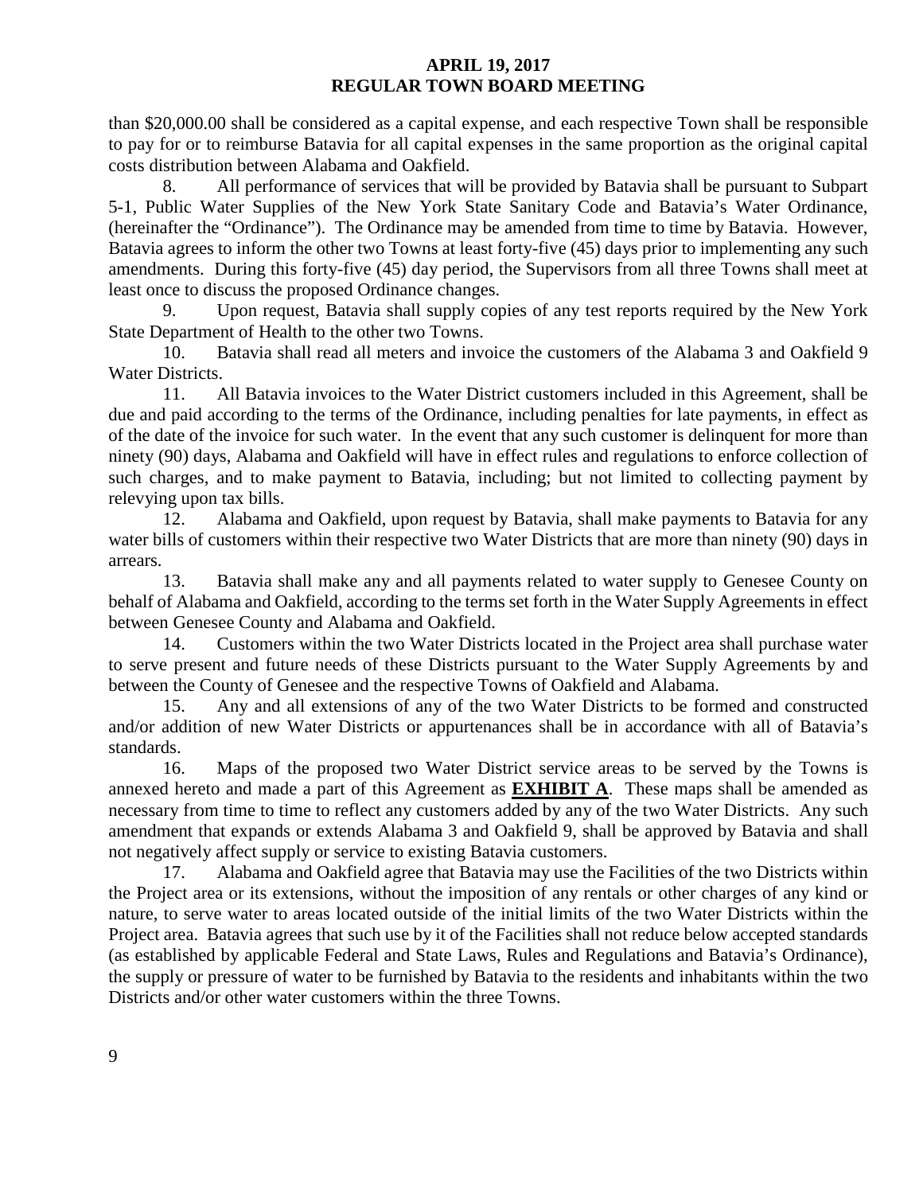than $20,000.00 shall be considered as a capital expense, and each respective Town shall be responsible to pay for or to reimburse Batavia for all capital expenses in the same proportion as the original capital costs distribution between Alabama and Oakfield.

8. All performance of services that will be provided by Batavia shall be pursuant to Subpart 5-1, Public Water Supplies of the New York State Sanitary Code and Batavia's Water Ordinance, (hereinafter the "Ordinance"). The Ordinance may be amended from time to time by Batavia. However, Batavia agrees to inform the other two Towns at least forty-five (45) days prior to implementing any such amendments. During this forty-five (45) day period, the Supervisors from all three Towns shall meet at least once to discuss the proposed Ordinance changes.

9. Upon request, Batavia shall supply copies of any test reports required by the New York State Department of Health to the other two Towns.

10. Batavia shall read all meters and invoice the customers of the Alabama 3 and Oakfield 9 Water Districts.

11. All Batavia invoices to the Water District customers included in this Agreement, shall be due and paid according to the terms of the Ordinance, including penalties for late payments, in effect as of the date of the invoice for such water. In the event that any such customer is delinquent for more than ninety (90) days, Alabama and Oakfield will have in effect rules and regulations to enforce collection of such charges, and to make payment to Batavia, including; but not limited to collecting payment by relevying upon tax bills.

12. Alabama and Oakfield, upon request by Batavia, shall make payments to Batavia for any water bills of customers within their respective two Water Districts that are more than ninety (90) days in arrears.

13. Batavia shall make any and all payments related to water supply to Genesee County on behalf of Alabama and Oakfield, according to the terms set forth in the Water Supply Agreements in effect between Genesee County and Alabama and Oakfield.

14. Customers within the two Water Districts located in the Project area shall purchase water to serve present and future needs of these Districts pursuant to the Water Supply Agreements by and between the County of Genesee and the respective Towns of Oakfield and Alabama.

15. Any and all extensions of any of the two Water Districts to be formed and constructed and/or addition of new Water Districts or appurtenances shall be in accordance with all of Batavia's standards.

16. Maps of the proposed two Water District service areas to be served by the Towns is annexed hereto and made a part of this Agreement as **EXHIBIT A**. These maps shall be amended as necessary from time to time to reflect any customers added by any of the two Water Districts. Any such amendment that expands or extends Alabama 3 and Oakfield 9, shall be approved by Batavia and shall not negatively affect supply or service to existing Batavia customers.

17. Alabama and Oakfield agree that Batavia may use the Facilities of the two Districts within the Project area or its extensions, without the imposition of any rentals or other charges of any kind or nature, to serve water to areas located outside of the initial limits of the two Water Districts within the Project area. Batavia agrees that such use by it of the Facilities shall not reduce below accepted standards (as established by applicable Federal and State Laws, Rules and Regulations and Batavia's Ordinance), the supply or pressure of water to be furnished by Batavia to the residents and inhabitants within the two Districts and/or other water customers within the three Towns.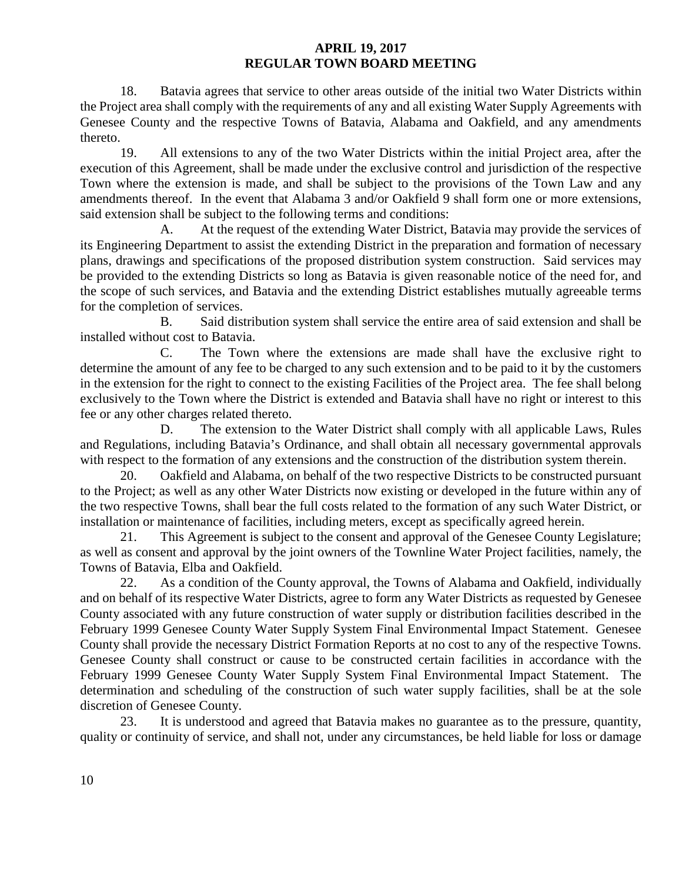18. Batavia agrees that service to other areas outside of the initial two Water Districts within the Project area shall comply with the requirements of any and all existing Water Supply Agreements with Genesee County and the respective Towns of Batavia, Alabama and Oakfield, and any amendments thereto.

19. All extensions to any of the two Water Districts within the initial Project area, after the execution of this Agreement, shall be made under the exclusive control and jurisdiction of the respective Town where the extension is made, and shall be subject to the provisions of the Town Law and any amendments thereof. In the event that Alabama 3 and/or Oakfield 9 shall form one or more extensions, said extension shall be subject to the following terms and conditions:

A. At the request of the extending Water District, Batavia may provide the services of its Engineering Department to assist the extending District in the preparation and formation of necessary plans, drawings and specifications of the proposed distribution system construction. Said services may be provided to the extending Districts so long as Batavia is given reasonable notice of the need for, and the scope of such services, and Batavia and the extending District establishes mutually agreeable terms for the completion of services.

B. Said distribution system shall service the entire area of said extension and shall be installed without cost to Batavia.

C. The Town where the extensions are made shall have the exclusive right to determine the amount of any fee to be charged to any such extension and to be paid to it by the customers in the extension for the right to connect to the existing Facilities of the Project area. The fee shall belong exclusively to the Town where the District is extended and Batavia shall have no right or interest to this fee or any other charges related thereto.

D. The extension to the Water District shall comply with all applicable Laws, Rules and Regulations, including Batavia's Ordinance, and shall obtain all necessary governmental approvals with respect to the formation of any extensions and the construction of the distribution system therein.

20. Oakfield and Alabama, on behalf of the two respective Districts to be constructed pursuant to the Project; as well as any other Water Districts now existing or developed in the future within any of the two respective Towns, shall bear the full costs related to the formation of any such Water District, or installation or maintenance of facilities, including meters, except as specifically agreed herein.

21. This Agreement is subject to the consent and approval of the Genesee County Legislature; as well as consent and approval by the joint owners of the Townline Water Project facilities, namely, the Towns of Batavia, Elba and Oakfield.

22. As a condition of the County approval, the Towns of Alabama and Oakfield, individually and on behalf of its respective Water Districts, agree to form any Water Districts as requested by Genesee County associated with any future construction of water supply or distribution facilities described in the February 1999 Genesee County Water Supply System Final Environmental Impact Statement. Genesee County shall provide the necessary District Formation Reports at no cost to any of the respective Towns. Genesee County shall construct or cause to be constructed certain facilities in accordance with the February 1999 Genesee County Water Supply System Final Environmental Impact Statement. The determination and scheduling of the construction of such water supply facilities, shall be at the sole discretion of Genesee County.

23. It is understood and agreed that Batavia makes no guarantee as to the pressure, quantity, quality or continuity of service, and shall not, under any circumstances, be held liable for loss or damage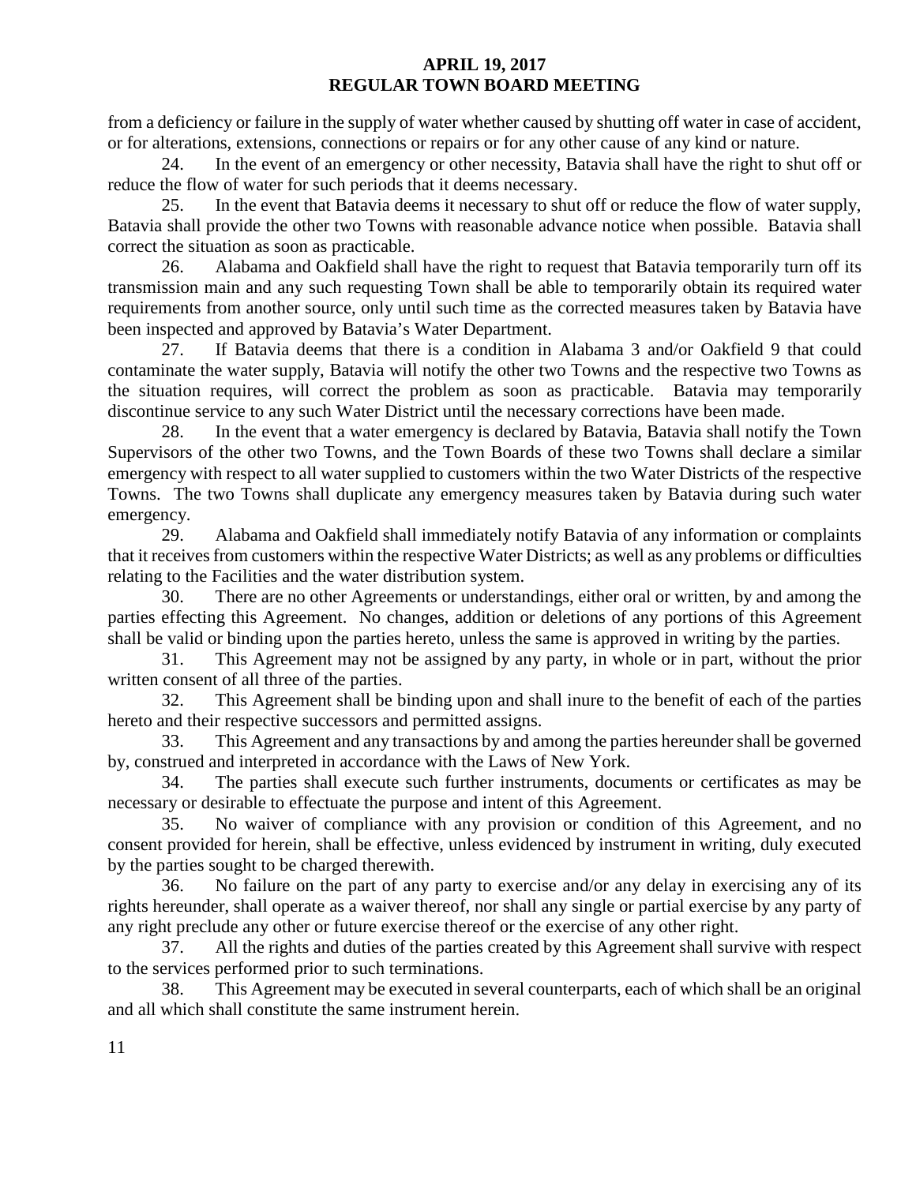from a deficiency or failure in the supply of water whether caused by shutting off water in case of accident, or for alterations, extensions, connections or repairs or for any other cause of any kind or nature.

24. In the event of an emergency or other necessity, Batavia shall have the right to shut off or reduce the flow of water for such periods that it deems necessary.

25. In the event that Batavia deems it necessary to shut off or reduce the flow of water supply, Batavia shall provide the other two Towns with reasonable advance notice when possible. Batavia shall correct the situation as soon as practicable.

26. Alabama and Oakfield shall have the right to request that Batavia temporarily turn off its transmission main and any such requesting Town shall be able to temporarily obtain its required water requirements from another source, only until such time as the corrected measures taken by Batavia have been inspected and approved by Batavia's Water Department.

27. If Batavia deems that there is a condition in Alabama 3 and/or Oakfield 9 that could contaminate the water supply, Batavia will notify the other two Towns and the respective two Towns as the situation requires, will correct the problem as soon as practicable. Batavia may temporarily discontinue service to any such Water District until the necessary corrections have been made.

28. In the event that a water emergency is declared by Batavia, Batavia shall notify the Town Supervisors of the other two Towns, and the Town Boards of these two Towns shall declare a similar emergency with respect to all water supplied to customers within the two Water Districts of the respective Towns. The two Towns shall duplicate any emergency measures taken by Batavia during such water emergency.

29. Alabama and Oakfield shall immediately notify Batavia of any information or complaints that it receives from customers within the respective Water Districts; as well as any problems or difficulties relating to the Facilities and the water distribution system.

30. There are no other Agreements or understandings, either oral or written, by and among the parties effecting this Agreement. No changes, addition or deletions of any portions of this Agreement shall be valid or binding upon the parties hereto, unless the same is approved in writing by the parties.

31. This Agreement may not be assigned by any party, in whole or in part, without the prior written consent of all three of the parties.

32. This Agreement shall be binding upon and shall inure to the benefit of each of the parties hereto and their respective successors and permitted assigns.

33. This Agreement and any transactions by and among the parties hereunder shall be governed by, construed and interpreted in accordance with the Laws of New York.

34. The parties shall execute such further instruments, documents or certificates as may be necessary or desirable to effectuate the purpose and intent of this Agreement.

35. No waiver of compliance with any provision or condition of this Agreement, and no consent provided for herein, shall be effective, unless evidenced by instrument in writing, duly executed by the parties sought to be charged therewith.

36. No failure on the part of any party to exercise and/or any delay in exercising any of its rights hereunder, shall operate as a waiver thereof, nor shall any single or partial exercise by any party of any right preclude any other or future exercise thereof or the exercise of any other right.

37. All the rights and duties of the parties created by this Agreement shall survive with respect to the services performed prior to such terminations.

38. This Agreement may be executed in several counterparts, each of which shall be an original and all which shall constitute the same instrument herein.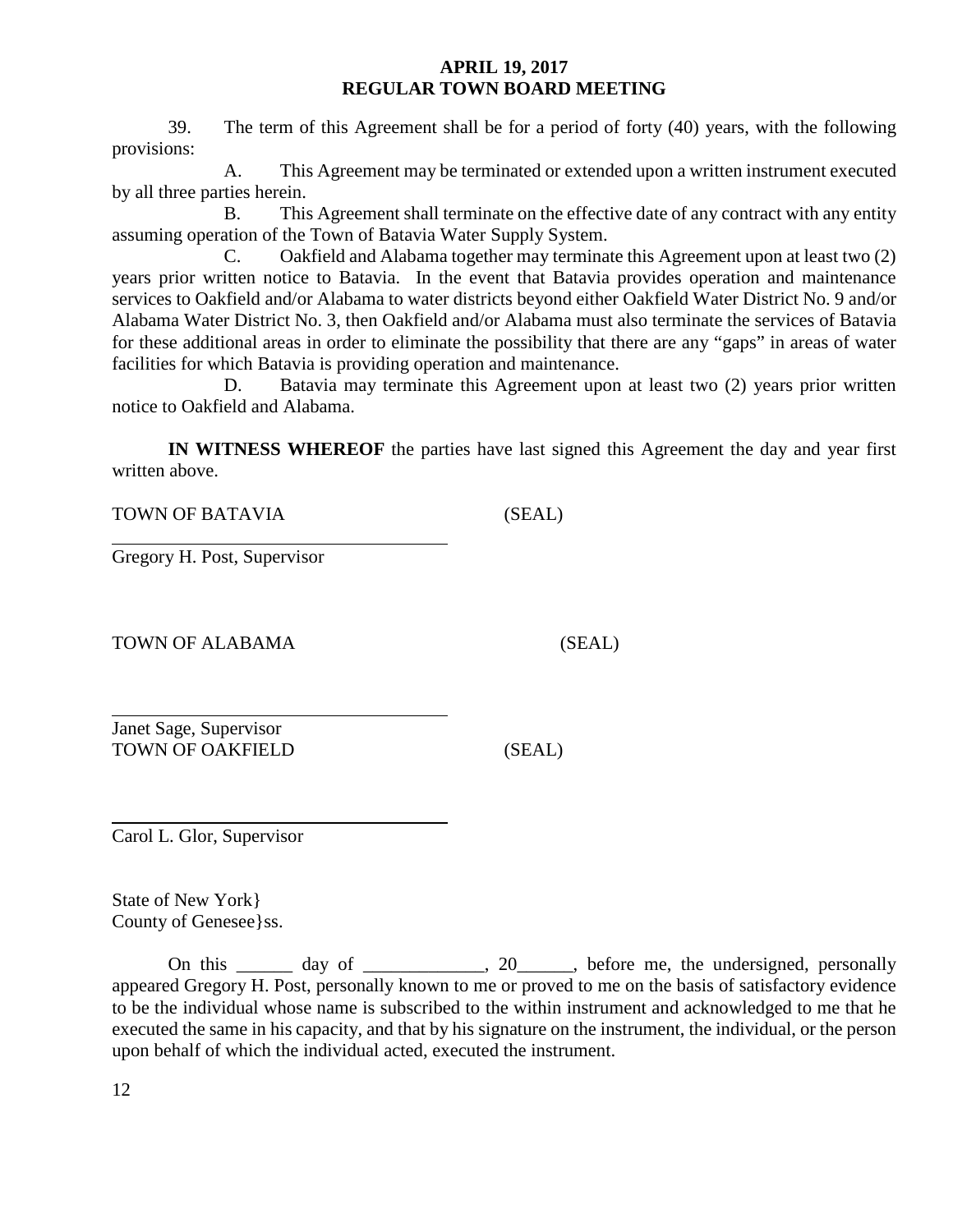39. The term of this Agreement shall be for a period of forty (40) years, with the following provisions:

A. This Agreement may be terminated or extended upon a written instrument executed by all three parties herein.

B. This Agreement shall terminate on the effective date of any contract with any entity assuming operation of the Town of Batavia Water Supply System.

C. Oakfield and Alabama together may terminate this Agreement upon at least two (2) years prior written notice to Batavia. In the event that Batavia provides operation and maintenance services to Oakfield and/or Alabama to water districts beyond either Oakfield Water District No. 9 and/or Alabama Water District No. 3, then Oakfield and/or Alabama must also terminate the services of Batavia for these additional areas in order to eliminate the possibility that there are any "gaps" in areas of water facilities for which Batavia is providing operation and maintenance.

D. Batavia may terminate this Agreement upon at least two (2) years prior written notice to Oakfield and Alabama.

**IN WITNESS WHEREOF** the parties have last signed this Agreement the day and year first written above.

TOWN OF BATAVIA (SEAL)

\_\_\_\_\_\_\_\_\_\_\_\_\_\_\_\_\_\_\_\_\_\_\_\_\_\_\_\_\_\_\_\_\_\_
Gregory H. Post, Supervisor

TOWN OF ALABAMA (SEAL)

\_\_\_\_\_\_\_\_\_\_\_\_\_\_\_\_\_\_\_\_\_\_\_\_\_\_\_\_\_\_\_\_\_\_
Janet Sage, Supervisor

TOWN OF OAKFIELD (SEAL)

\_\_\_\_\_\_\_\_\_\_\_\_\_\_\_\_\_\_\_\_\_\_\_\_\_\_\_\_\_\_\_\_\_\_
Carol L. Glor, Supervisor

State of New York}
County of Genesee}ss.

On this \_\_\_\_\_\_ day of \_\_\_\_\_\_\_\_\_\_\_\_\_, 20\_\_\_\_\_\_, before me, the undersigned, personally appeared Gregory H. Post, personally known to me or proved to me on the basis of satisfactory evidence to be the individual whose name is subscribed to the within instrument and acknowledged to me that he executed the same in his capacity, and that by his signature on the instrument, the individual, or the person upon behalf of which the individual acted, executed the instrument.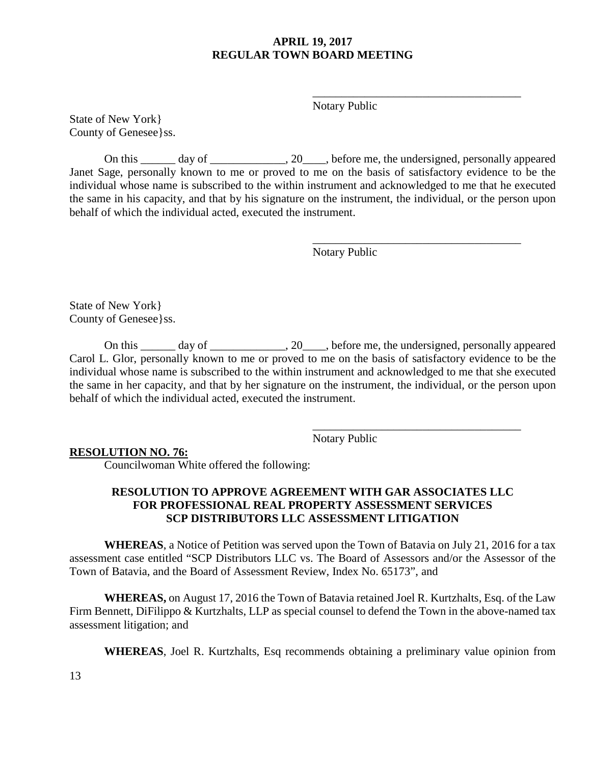\_\_\_\_\_\_\_\_\_\_\_\_\_\_\_\_\_\_\_\_\_\_\_\_\_\_\_\_\_\_\_\_\_\_\_\_
Notary Public

State of New York}
County of Genesee}ss.

On this ______ day of _____________, 20____, before me, the undersigned, personally appeared Janet Sage, personally known to me or proved to me on the basis of satisfactory evidence to be the individual whose name is subscribed to the within instrument and acknowledged to me that he executed the same in his capacity, and that by his signature on the instrument, the individual, or the person upon behalf of which the individual acted, executed the instrument.

\_\_\_\_\_\_\_\_\_\_\_\_\_\_\_\_\_\_\_\_\_\_\_\_\_\_\_\_\_\_\_\_\_\_\_\_
Notary Public

State of New York}
County of Genesee}ss.

On this ______ day of _____________, 20____, before me, the undersigned, personally appeared Carol L. Glor, personally known to me or proved to me on the basis of satisfactory evidence to be the individual whose name is subscribed to the within instrument and acknowledged to me that she executed the same in her capacity, and that by her signature on the instrument, the individual, or the person upon behalf of which the individual acted, executed the instrument.

\_\_\_\_\_\_\_\_\_\_\_\_\_\_\_\_\_\_\_\_\_\_\_\_\_\_\_\_\_\_\_\_\_\_\_\_
Notary Public

**RESOLUTION NO. 76:**

Councilwoman White offered the following:

**RESOLUTION TO APPROVE AGREEMENT WITH GAR ASSOCIATES LLC FOR PROFESSIONAL REAL PROPERTY ASSESSMENT SERVICES SCP DISTRIBUTORS LLC ASSESSMENT LITIGATION**

**WHEREAS**, a Notice of Petition was served upon the Town of Batavia on July 21, 2016 for a tax assessment case entitled "SCP Distributors LLC vs. The Board of Assessors and/or the Assessor of the Town of Batavia, and the Board of Assessment Review, Index No. 65173", and

**WHEREAS,** on August 17, 2016 the Town of Batavia retained Joel R. Kurtzhalts, Esq. of the Law Firm Bennett, DiFilippo & Kurtzhalts, LLP as special counsel to defend the Town in the above-named tax assessment litigation; and

**WHEREAS**, Joel R. Kurtzhalts, Esq recommends obtaining a preliminary value opinion from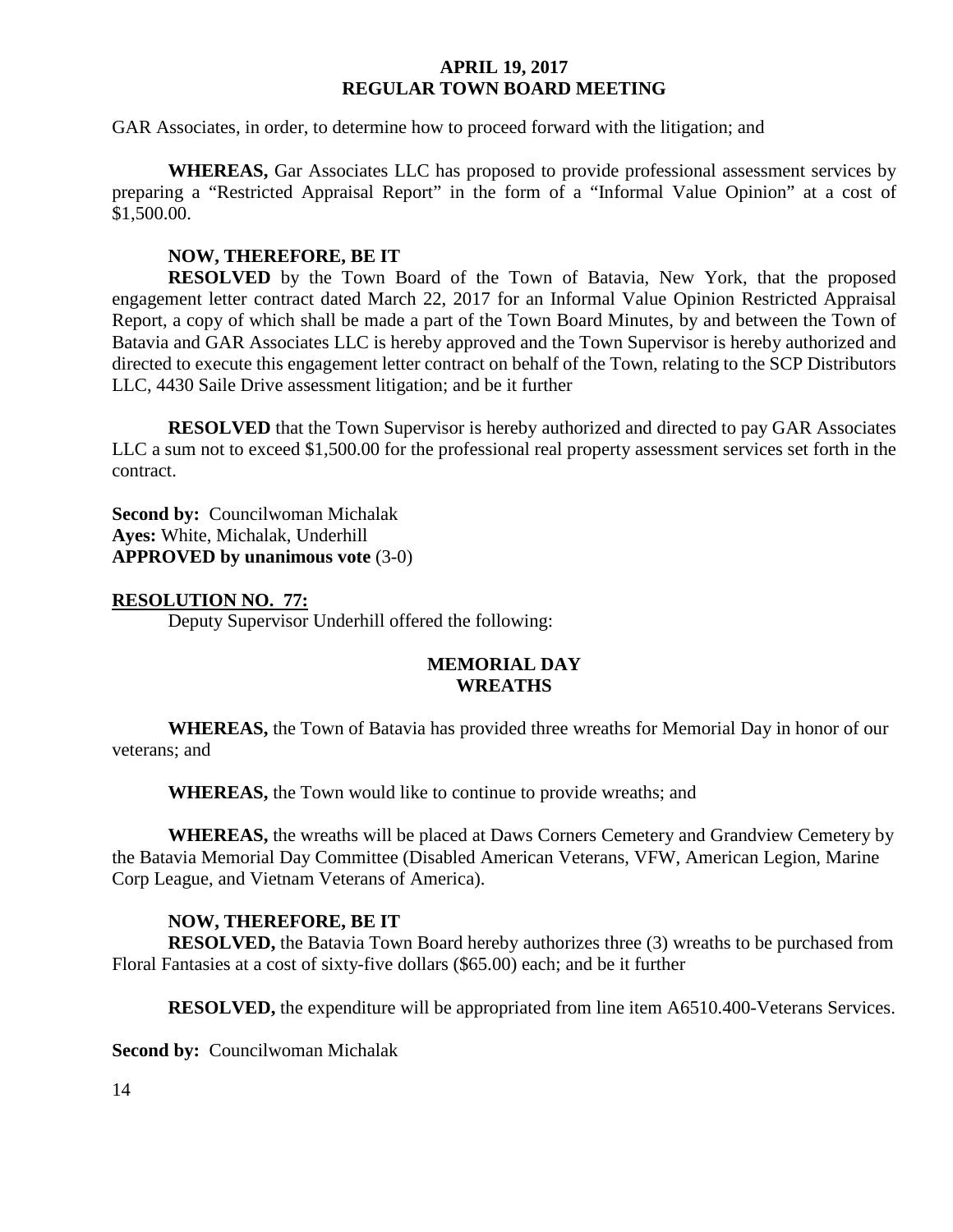GAR Associates, in order, to determine how to proceed forward with the litigation; and

**WHEREAS,** Gar Associates LLC has proposed to provide professional assessment services by preparing a "Restricted Appraisal Report" in the form of a "Informal Value Opinion" at a cost of $1,500.00.

**NOW, THEREFORE, BE IT**

**RESOLVED** by the Town Board of the Town of Batavia, New York, that the proposed engagement letter contract dated March 22, 2017 for an Informal Value Opinion Restricted Appraisal Report, a copy of which shall be made a part of the Town Board Minutes, by and between the Town of Batavia and GAR Associates LLC is hereby approved and the Town Supervisor is hereby authorized and directed to execute this engagement letter contract on behalf of the Town, relating to the SCP Distributors LLC, 4430 Saile Drive assessment litigation; and be it further

**RESOLVED** that the Town Supervisor is hereby authorized and directed to pay GAR Associates LLC a sum not to exceed $1,500.00 for the professional real property assessment services set forth in the contract.

**Second by:** Councilwoman Michalak
**Ayes:** White, Michalak, Underhill
**APPROVED by unanimous vote** (3-0)

**RESOLUTION NO. 77:**

Deputy Supervisor Underhill offered the following:

**MEMORIAL DAY WREATHS**

**WHEREAS,** the Town of Batavia has provided three wreaths for Memorial Day in honor of our veterans; and

**WHEREAS,** the Town would like to continue to provide wreaths; and

**WHEREAS,** the wreaths will be placed at Daws Corners Cemetery and Grandview Cemetery by the Batavia Memorial Day Committee (Disabled American Veterans, VFW, American Legion, Marine Corp League, and Vietnam Veterans of America).

**NOW, THEREFORE, BE IT**

**RESOLVED,** the Batavia Town Board hereby authorizes three (3) wreaths to be purchased from Floral Fantasies at a cost of sixty-five dollars ($65.00) each; and be it further

**RESOLVED,** the expenditure will be appropriated from line item A6510.400-Veterans Services.

**Second by:** Councilwoman Michalak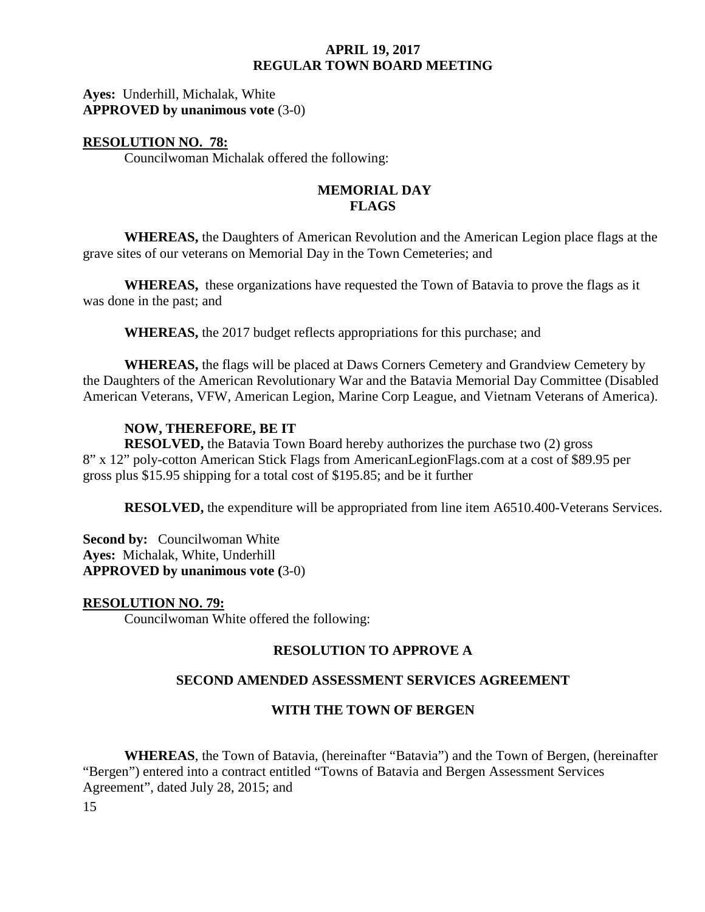**Ayes:** Underhill, Michalak, White
**APPROVED by unanimous vote** (3-0)

**RESOLUTION NO. 78:**

Councilwoman Michalak offered the following:

**MEMORIAL DAY**
**FLAGS**

**WHEREAS,** the Daughters of American Revolution and the American Legion place flags at the grave sites of our veterans on Memorial Day in the Town Cemeteries; and

**WHEREAS,** these organizations have requested the Town of Batavia to prove the flags as it was done in the past; and

**WHEREAS,** the 2017 budget reflects appropriations for this purchase; and

**WHEREAS,** the flags will be placed at Daws Corners Cemetery and Grandview Cemetery by the Daughters of the American Revolutionary War and the Batavia Memorial Day Committee (Disabled American Veterans, VFW, American Legion, Marine Corp League, and Vietnam Veterans of America).

**NOW, THEREFORE, BE IT**
**RESOLVED,** the Batavia Town Board hereby authorizes the purchase two (2) gross 8" x 12" poly-cotton American Stick Flags from AmericanLegionFlags.com at a cost of $89.95 per gross plus $15.95 shipping for a total cost of $195.85; and be it further

**RESOLVED,** the expenditure will be appropriated from line item A6510.400-Veterans Services.

**Second by:** Councilwoman White
**Ayes:** Michalak, White, Underhill
**APPROVED by unanimous vote (**3-0)

**RESOLUTION NO. 79:**

Councilwoman White offered the following:

**RESOLUTION TO APPROVE A**

**SECOND AMENDED ASSESSMENT SERVICES AGREEMENT**

**WITH THE TOWN OF BERGEN**

**WHEREAS**, the Town of Batavia, (hereinafter "Batavia") and the Town of Bergen, (hereinafter "Bergen") entered into a contract entitled "Towns of Batavia and Bergen Assessment Services Agreement", dated July 28, 2015; and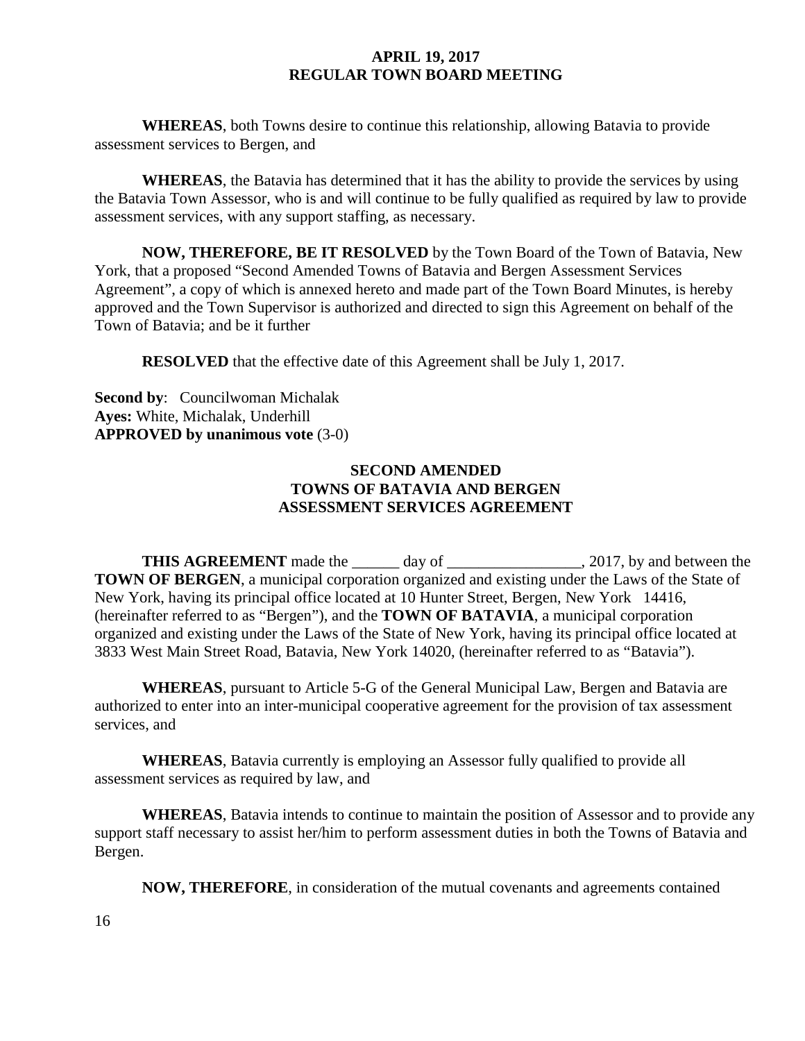**WHEREAS**, both Towns desire to continue this relationship, allowing Batavia to provide assessment services to Bergen, and

**WHEREAS**, the Batavia has determined that it has the ability to provide the services by using the Batavia Town Assessor, who is and will continue to be fully qualified as required by law to provide assessment services, with any support staffing, as necessary.

**NOW, THEREFORE, BE IT RESOLVED** by the Town Board of the Town of Batavia, New York, that a proposed "Second Amended Towns of Batavia and Bergen Assessment Services Agreement", a copy of which is annexed hereto and made part of the Town Board Minutes, is hereby approved and the Town Supervisor is authorized and directed to sign this Agreement on behalf of the Town of Batavia; and be it further

**RESOLVED** that the effective date of this Agreement shall be July 1, 2017.

**Second by**: Councilwoman Michalak
**Ayes:** White, Michalak, Underhill
**APPROVED by unanimous vote** (3-0)

## SECOND AMENDED TOWNS OF BATAVIA AND BERGEN ASSESSMENT SERVICES AGREEMENT

**THIS AGREEMENT** made the ______ day of _________________, 2017, by and between the **TOWN OF BERGEN**, a municipal corporation organized and existing under the Laws of the State of New York, having its principal office located at 10 Hunter Street, Bergen, New York 14416, (hereinafter referred to as "Bergen"), and the **TOWN OF BATAVIA**, a municipal corporation organized and existing under the Laws of the State of New York, having its principal office located at 3833 West Main Street Road, Batavia, New York 14020, (hereinafter referred to as "Batavia").

**WHEREAS**, pursuant to Article 5-G of the General Municipal Law, Bergen and Batavia are authorized to enter into an inter-municipal cooperative agreement for the provision of tax assessment services, and

**WHEREAS**, Batavia currently is employing an Assessor fully qualified to provide all assessment services as required by law, and

**WHEREAS**, Batavia intends to continue to maintain the position of Assessor and to provide any support staff necessary to assist her/him to perform assessment duties in both the Towns of Batavia and Bergen.

**NOW, THEREFORE**, in consideration of the mutual covenants and agreements contained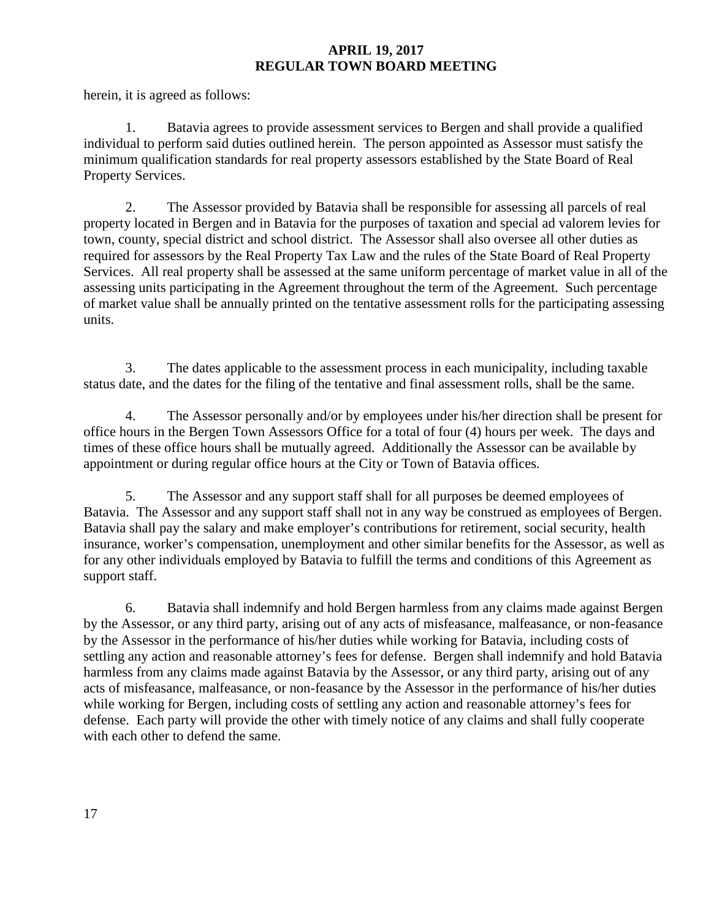herein, it is agreed as follows:

1. Batavia agrees to provide assessment services to Bergen and shall provide a qualified individual to perform said duties outlined herein. The person appointed as Assessor must satisfy the minimum qualification standards for real property assessors established by the State Board of Real Property Services.

2. The Assessor provided by Batavia shall be responsible for assessing all parcels of real property located in Bergen and in Batavia for the purposes of taxation and special ad valorem levies for town, county, special district and school district. The Assessor shall also oversee all other duties as required for assessors by the Real Property Tax Law and the rules of the State Board of Real Property Services. All real property shall be assessed at the same uniform percentage of market value in all of the assessing units participating in the Agreement throughout the term of the Agreement. Such percentage of market value shall be annually printed on the tentative assessment rolls for the participating assessing units.

3. The dates applicable to the assessment process in each municipality, including taxable status date, and the dates for the filing of the tentative and final assessment rolls, shall be the same.

4. The Assessor personally and/or by employees under his/her direction shall be present for office hours in the Bergen Town Assessors Office for a total of four (4) hours per week. The days and times of these office hours shall be mutually agreed. Additionally the Assessor can be available by appointment or during regular office hours at the City or Town of Batavia offices.

5. The Assessor and any support staff shall for all purposes be deemed employees of Batavia. The Assessor and any support staff shall not in any way be construed as employees of Bergen. Batavia shall pay the salary and make employer's contributions for retirement, social security, health insurance, worker's compensation, unemployment and other similar benefits for the Assessor, as well as for any other individuals employed by Batavia to fulfill the terms and conditions of this Agreement as support staff.

6. Batavia shall indemnify and hold Bergen harmless from any claims made against Bergen by the Assessor, or any third party, arising out of any acts of misfeasance, malfeasance, or non-feasance by the Assessor in the performance of his/her duties while working for Batavia, including costs of settling any action and reasonable attorney's fees for defense. Bergen shall indemnify and hold Batavia harmless from any claims made against Batavia by the Assessor, or any third party, arising out of any acts of misfeasance, malfeasance, or non-feasance by the Assessor in the performance of his/her duties while working for Bergen, including costs of settling any action and reasonable attorney's fees for defense. Each party will provide the other with timely notice of any claims and shall fully cooperate with each other to defend the same.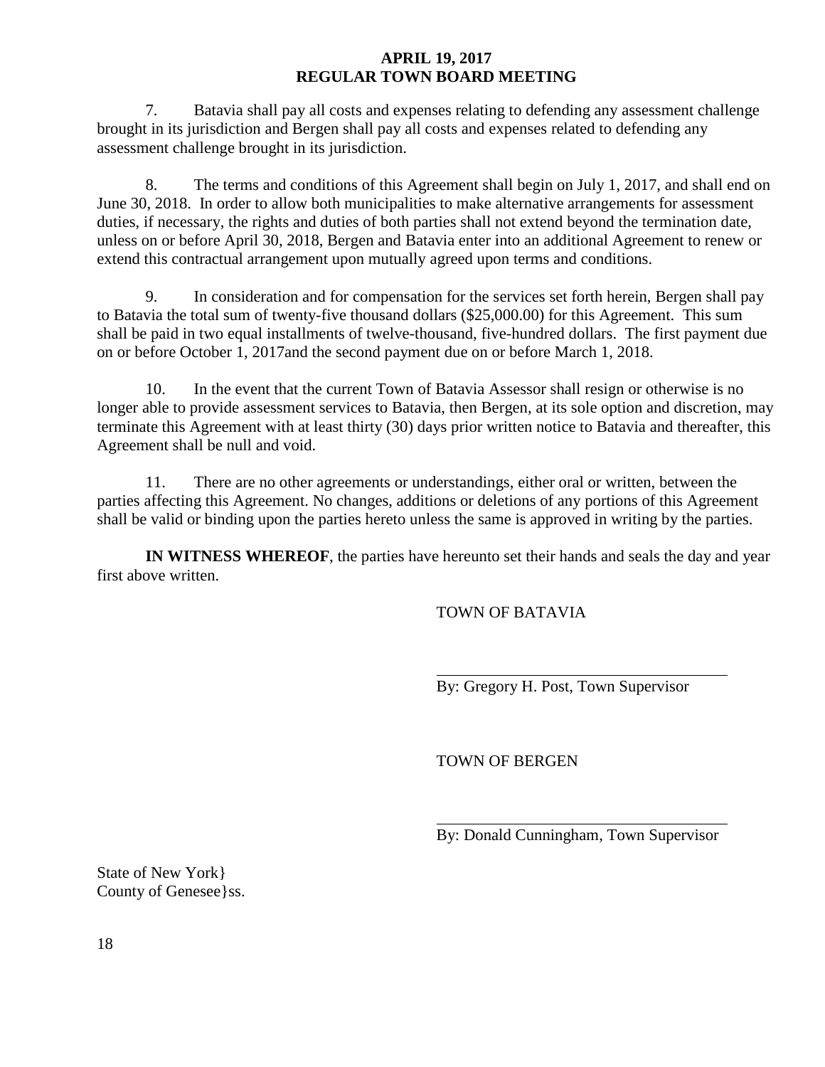7. Batavia shall pay all costs and expenses relating to defending any assessment challenge brought in its jurisdiction and Bergen shall pay all costs and expenses related to defending any assessment challenge brought in its jurisdiction.

8. The terms and conditions of this Agreement shall begin on July 1, 2017, and shall end on June 30, 2018. In order to allow both municipalities to make alternative arrangements for assessment duties, if necessary, the rights and duties of both parties shall not extend beyond the termination date, unless on or before April 30, 2018, Bergen and Batavia enter into an additional Agreement to renew or extend this contractual arrangement upon mutually agreed upon terms and conditions.

9. In consideration and for compensation for the services set forth herein, Bergen shall pay to Batavia the total sum of twenty-five thousand dollars ($25,000.00) for this Agreement. This sum shall be paid in two equal installments of twelve-thousand, five-hundred dollars. The first payment due on or before October 1, 2017and the second payment due on or before March 1, 2018.

10. In the event that the current Town of Batavia Assessor shall resign or otherwise is no longer able to provide assessment services to Batavia, then Bergen, at its sole option and discretion, may terminate this Agreement with at least thirty (30) days prior written notice to Batavia and thereafter, this Agreement shall be null and void.

11. There are no other agreements or understandings, either oral or written, between the parties affecting this Agreement. No changes, additions or deletions of any portions of this Agreement shall be valid or binding upon the parties hereto unless the same is approved in writing by the parties.

**IN WITNESS WHEREOF**, the parties have hereunto set their hands and seals the day and year first above written.

TOWN OF BATAVIA

\_\_\_\_\_\_\_\_\_\_\_\_\_\_\_\_\_\_\_\_\_\_\_\_\_\_\_\_\_\_\_\_\_\_\_\_\_
By: Gregory H. Post, Town Supervisor

TOWN OF BERGEN

\_\_\_\_\_\_\_\_\_\_\_\_\_\_\_\_\_\_\_\_\_\_\_\_\_\_\_\_\_\_\_\_\_\_\_\_\_
By: Donald Cunningham, Town Supervisor

State of New York}
County of Genesee}ss.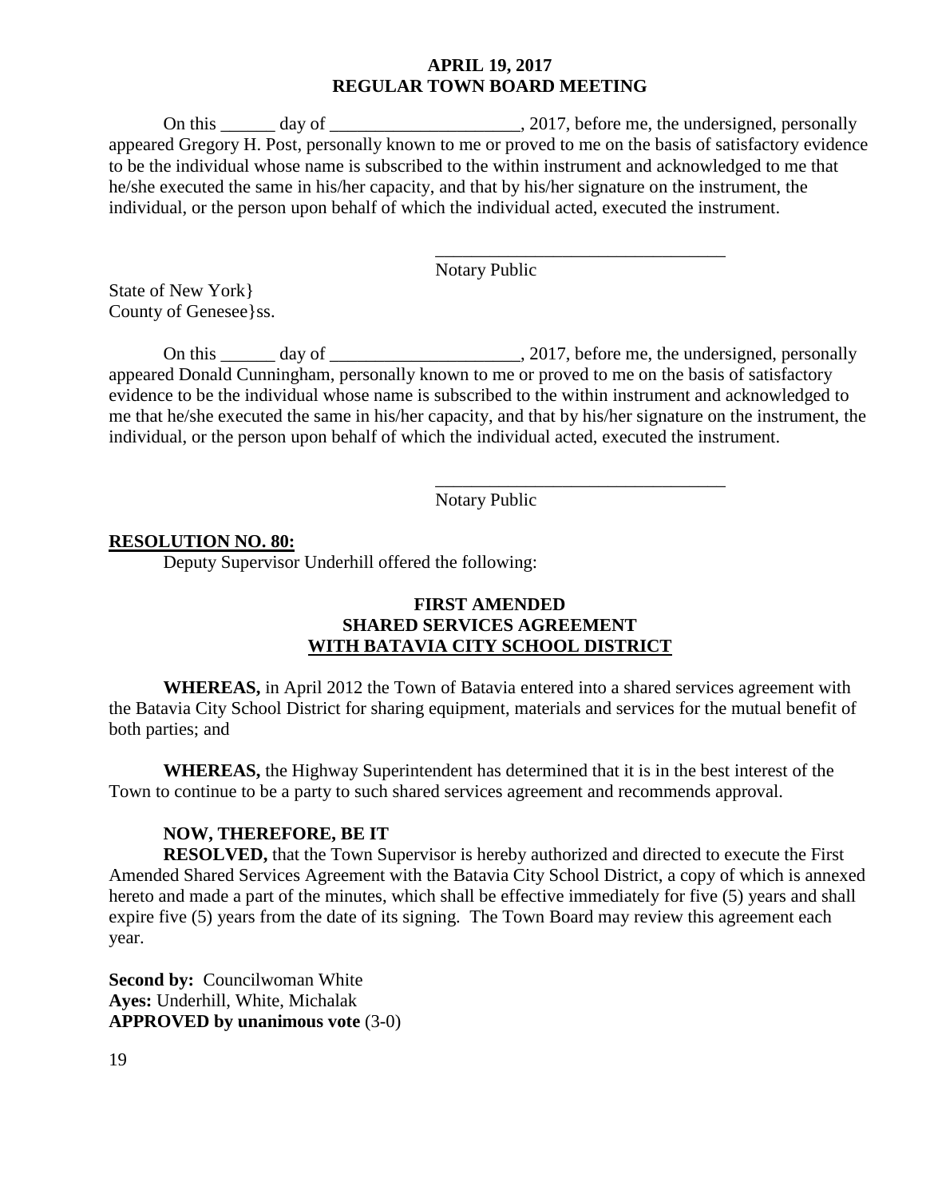On this ______ day of _____________________, 2017, before me, the undersigned, personally appeared Gregory H. Post, personally known to me or proved to me on the basis of satisfactory evidence to be the individual whose name is subscribed to the within instrument and acknowledged to me that he/she executed the same in his/her capacity, and that by his/her signature on the instrument, the individual, or the person upon behalf of which the individual acted, executed the instrument.

________________________________
Notary Public

State of New York}
County of Genesee}ss.

On this ______ day of _____________________, 2017, before me, the undersigned, personally appeared Donald Cunningham, personally known to me or proved to me on the basis of satisfactory evidence to be the individual whose name is subscribed to the within instrument and acknowledged to me that he/she executed the same in his/her capacity, and that by his/her signature on the instrument, the individual, or the person upon behalf of which the individual acted, executed the instrument.

________________________________
Notary Public

**RESOLUTION NO. 80:**

Deputy Supervisor Underhill offered the following:

**FIRST AMENDED**
**SHARED SERVICES AGREEMENT**
**WITH BATAVIA CITY SCHOOL DISTRICT**

**WHEREAS,** in April 2012 the Town of Batavia entered into a shared services agreement with the Batavia City School District for sharing equipment, materials and services for the mutual benefit of both parties; and

**WHEREAS,** the Highway Superintendent has determined that it is in the best interest of the Town to continue to be a party to such shared services agreement and recommends approval.

**NOW, THEREFORE, BE IT**

**RESOLVED,** that the Town Supervisor is hereby authorized and directed to execute the First Amended Shared Services Agreement with the Batavia City School District, a copy of which is annexed hereto and made a part of the minutes, which shall be effective immediately for five (5) years and shall expire five (5) years from the date of its signing. The Town Board may review this agreement each year.

**Second by:** Councilwoman White
**Ayes:** Underhill, White, Michalak
**APPROVED by unanimous vote** (3-0)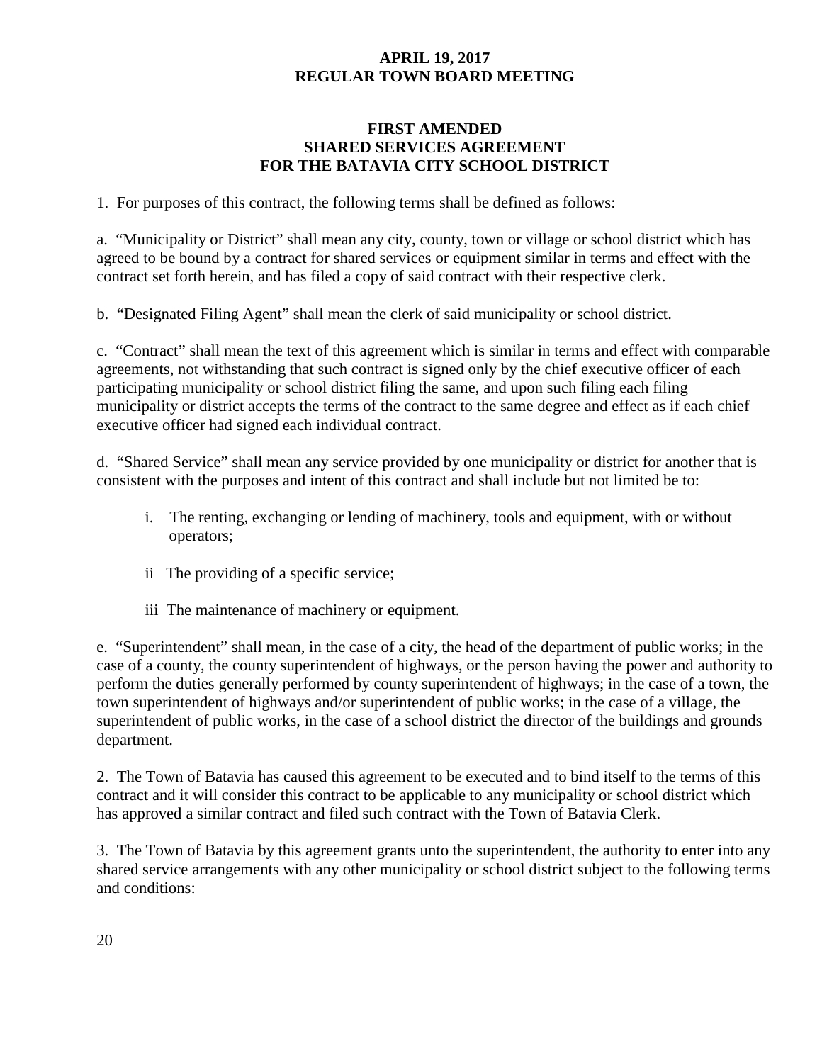**APRIL 19, 2017**
**REGULAR TOWN BOARD MEETING**

## FIRST AMENDED SHARED SERVICES AGREEMENT FOR THE BATAVIA CITY SCHOOL DISTRICT

1. For purposes of this contract, the following terms shall be defined as follows:

a. "Municipality or District" shall mean any city, county, town or village or school district which has agreed to be bound by a contract for shared services or equipment similar in terms and effect with the contract set forth herein, and has filed a copy of said contract with their respective clerk.

b. "Designated Filing Agent" shall mean the clerk of said municipality or school district.

c. "Contract" shall mean the text of this agreement which is similar in terms and effect with comparable agreements, not withstanding that such contract is signed only by the chief executive officer of each participating municipality or school district filing the same, and upon such filing each filing municipality or district accepts the terms of the contract to the same degree and effect as if each chief executive officer had signed each individual contract.

d. "Shared Service" shall mean any service provided by one municipality or district for another that is consistent with the purposes and intent of this contract and shall include but not limited be to:

i. The renting, exchanging or lending of machinery, tools and equipment, with or without operators;

ii The providing of a specific service;

iii The maintenance of machinery or equipment.

e. "Superintendent" shall mean, in the case of a city, the head of the department of public works; in the case of a county, the county superintendent of highways, or the person having the power and authority to perform the duties generally performed by county superintendent of highways; in the case of a town, the town superintendent of highways and/or superintendent of public works; in the case of a village, the superintendent of public works, in the case of a school district the director of the buildings and grounds department.

2. The Town of Batavia has caused this agreement to be executed and to bind itself to the terms of this contract and it will consider this contract to be applicable to any municipality or school district which has approved a similar contract and filed such contract with the Town of Batavia Clerk.

3. The Town of Batavia by this agreement grants unto the superintendent, the authority to enter into any shared service arrangements with any other municipality or school district subject to the following terms and conditions: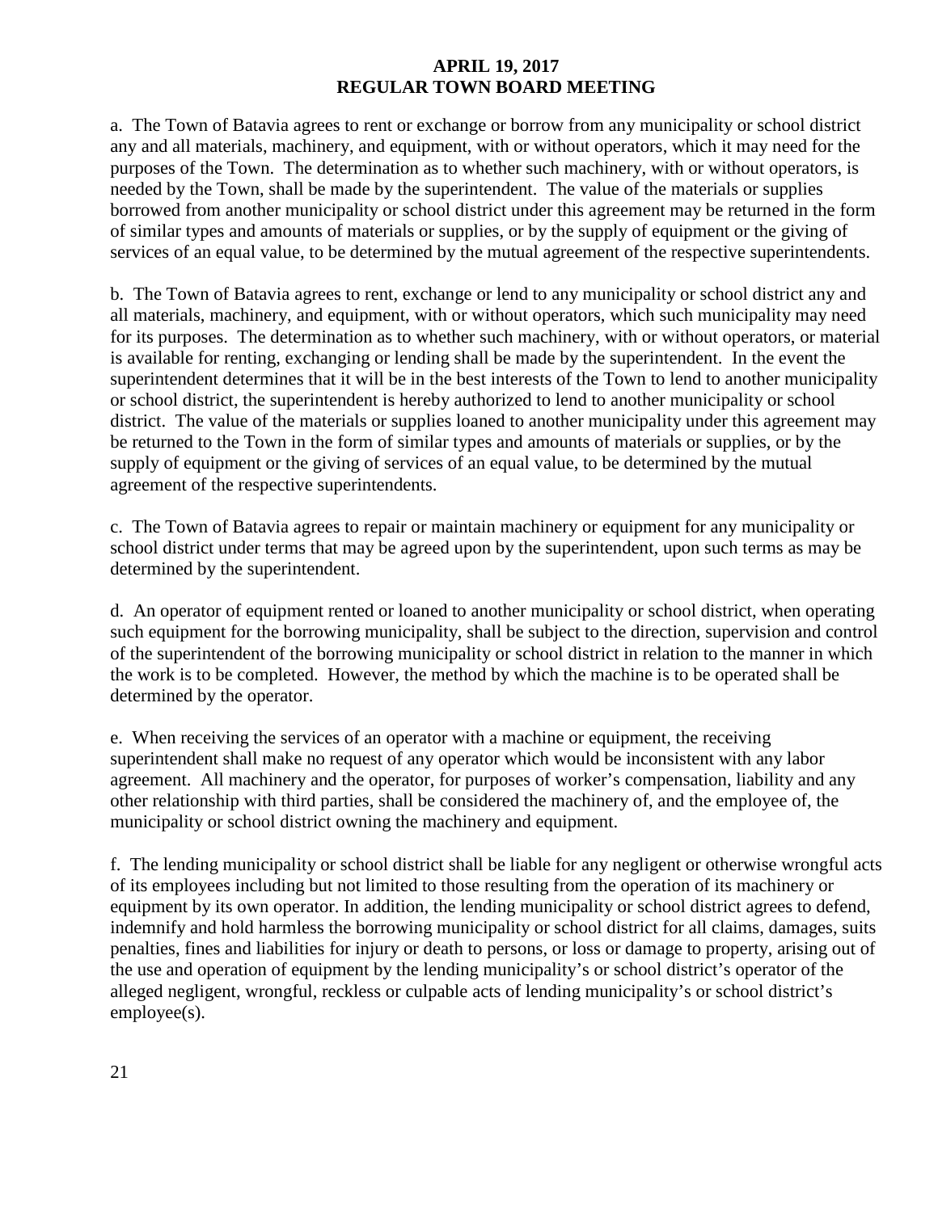a. The Town of Batavia agrees to rent or exchange or borrow from any municipality or school district any and all materials, machinery, and equipment, with or without operators, which it may need for the purposes of the Town. The determination as to whether such machinery, with or without operators, is needed by the Town, shall be made by the superintendent. The value of the materials or supplies borrowed from another municipality or school district under this agreement may be returned in the form of similar types and amounts of materials or supplies, or by the supply of equipment or the giving of services of an equal value, to be determined by the mutual agreement of the respective superintendents.

b. The Town of Batavia agrees to rent, exchange or lend to any municipality or school district any and all materials, machinery, and equipment, with or without operators, which such municipality may need for its purposes. The determination as to whether such machinery, with or without operators, or material is available for renting, exchanging or lending shall be made by the superintendent. In the event the superintendent determines that it will be in the best interests of the Town to lend to another municipality or school district, the superintendent is hereby authorized to lend to another municipality or school district. The value of the materials or supplies loaned to another municipality under this agreement may be returned to the Town in the form of similar types and amounts of materials or supplies, or by the supply of equipment or the giving of services of an equal value, to be determined by the mutual agreement of the respective superintendents.

c. The Town of Batavia agrees to repair or maintain machinery or equipment for any municipality or school district under terms that may be agreed upon by the superintendent, upon such terms as may be determined by the superintendent.

d. An operator of equipment rented or loaned to another municipality or school district, when operating such equipment for the borrowing municipality, shall be subject to the direction, supervision and control of the superintendent of the borrowing municipality or school district in relation to the manner in which the work is to be completed. However, the method by which the machine is to be operated shall be determined by the operator.

e. When receiving the services of an operator with a machine or equipment, the receiving superintendent shall make no request of any operator which would be inconsistent with any labor agreement. All machinery and the operator, for purposes of worker's compensation, liability and any other relationship with third parties, shall be considered the machinery of, and the employee of, the municipality or school district owning the machinery and equipment.

f. The lending municipality or school district shall be liable for any negligent or otherwise wrongful acts of its employees including but not limited to those resulting from the operation of its machinery or equipment by its own operator. In addition, the lending municipality or school district agrees to defend, indemnify and hold harmless the borrowing municipality or school district for all claims, damages, suits penalties, fines and liabilities for injury or death to persons, or loss or damage to property, arising out of the use and operation of equipment by the lending municipality's or school district's operator of the alleged negligent, wrongful, reckless or culpable acts of lending municipality's or school district's employee(s).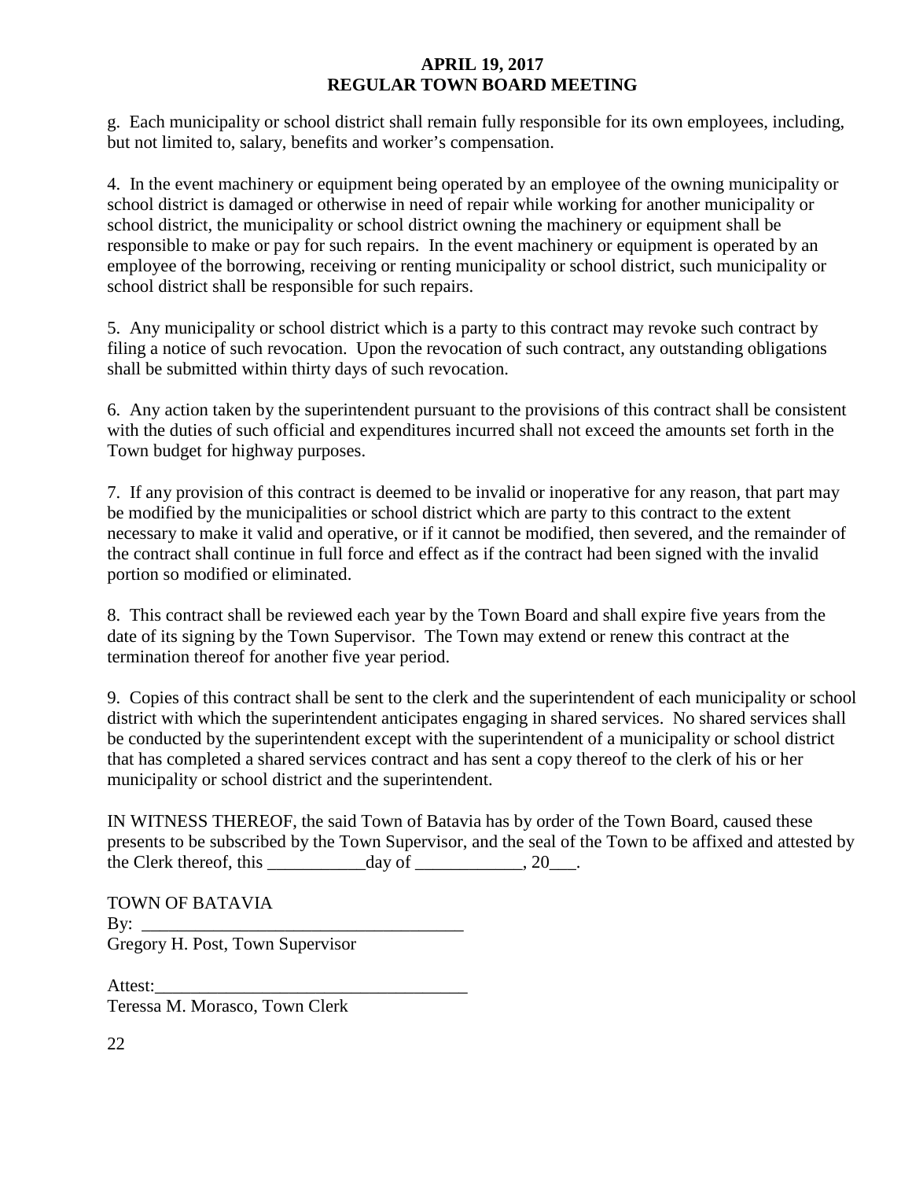g. Each municipality or school district shall remain fully responsible for its own employees, including, but not limited to, salary, benefits and worker's compensation.

4. In the event machinery or equipment being operated by an employee of the owning municipality or school district is damaged or otherwise in need of repair while working for another municipality or school district, the municipality or school district owning the machinery or equipment shall be responsible to make or pay for such repairs. In the event machinery or equipment is operated by an employee of the borrowing, receiving or renting municipality or school district, such municipality or school district shall be responsible for such repairs.

5. Any municipality or school district which is a party to this contract may revoke such contract by filing a notice of such revocation. Upon the revocation of such contract, any outstanding obligations shall be submitted within thirty days of such revocation.

6. Any action taken by the superintendent pursuant to the provisions of this contract shall be consistent with the duties of such official and expenditures incurred shall not exceed the amounts set forth in the Town budget for highway purposes.

7. If any provision of this contract is deemed to be invalid or inoperative for any reason, that part may be modified by the municipalities or school district which are party to this contract to the extent necessary to make it valid and operative, or if it cannot be modified, then severed, and the remainder of the contract shall continue in full force and effect as if the contract had been signed with the invalid portion so modified or eliminated.

8. This contract shall be reviewed each year by the Town Board and shall expire five years from the date of its signing by the Town Supervisor. The Town may extend or renew this contract at the termination thereof for another five year period.

9. Copies of this contract shall be sent to the clerk and the superintendent of each municipality or school district with which the superintendent anticipates engaging in shared services. No shared services shall be conducted by the superintendent except with the superintendent of a municipality or school district that has completed a shared services contract and has sent a copy thereof to the clerk of his or her municipality or school district and the superintendent.

IN WITNESS THEREOF, the said Town of Batavia has by order of the Town Board, caused these presents to be subscribed by the Town Supervisor, and the seal of the Town to be affixed and attested by the Clerk thereof, this ___________day of ____________, 20___.

TOWN OF BATAVIA
By: ____________________________________
Gregory H. Post, Town Supervisor

Attest:___________________________________
Teressa M. Morasco, Town Clerk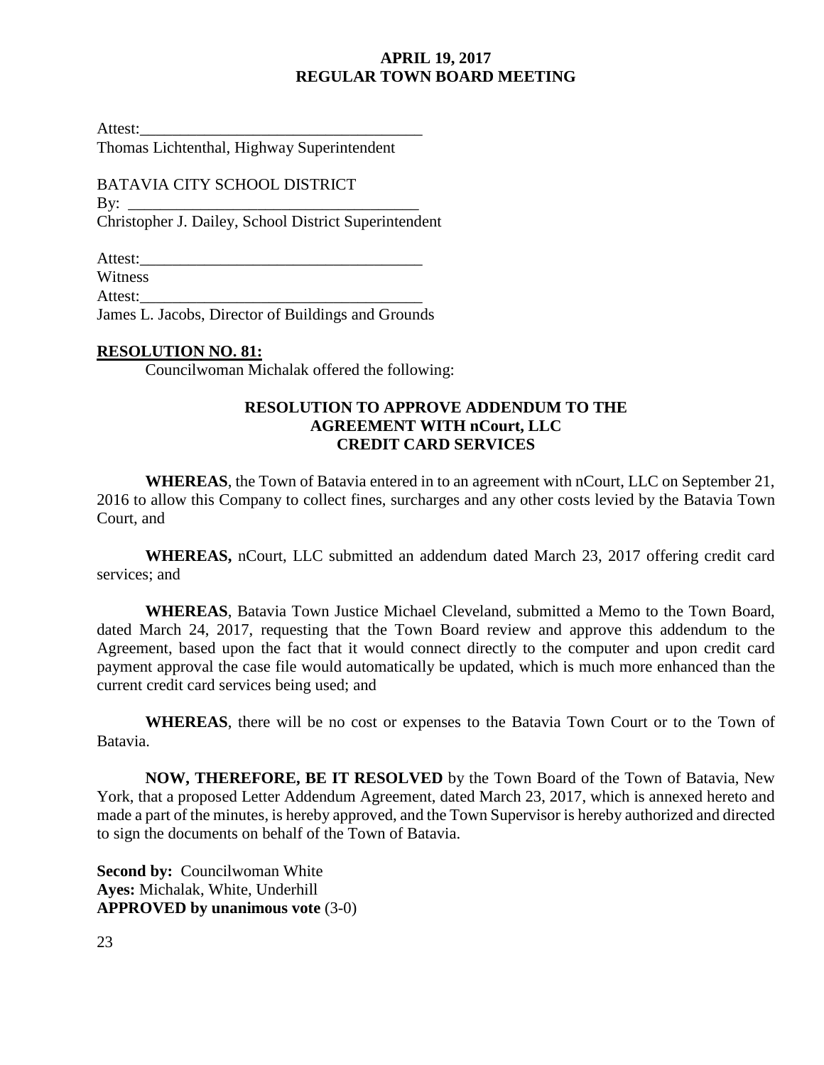Attest:___________________________________
Thomas Lichtenthal, Highway Superintendent

BATAVIA CITY SCHOOL DISTRICT
By: ___________________________________
Christopher J. Dailey, School District Superintendent

Attest:___________________________________
Witness
Attest:___________________________________
James L. Jacobs, Director of Buildings and Grounds

**RESOLUTION NO. 81:**

Councilwoman Michalak offered the following:

**RESOLUTION TO APPROVE ADDENDUM TO THE AGREEMENT WITH nCourt, LLC CREDIT CARD SERVICES**

**WHEREAS**, the Town of Batavia entered in to an agreement with nCourt, LLC on September 21, 2016 to allow this Company to collect fines, surcharges and any other costs levied by the Batavia Town Court, and

**WHEREAS,** nCourt, LLC submitted an addendum dated March 23, 2017 offering credit card services; and

**WHEREAS**, Batavia Town Justice Michael Cleveland, submitted a Memo to the Town Board, dated March 24, 2017, requesting that the Town Board review and approve this addendum to the Agreement, based upon the fact that it would connect directly to the computer and upon credit card payment approval the case file would automatically be updated, which is much more enhanced than the current credit card services being used; and

**WHEREAS**, there will be no cost or expenses to the Batavia Town Court or to the Town of Batavia.

**NOW, THEREFORE, BE IT RESOLVED** by the Town Board of the Town of Batavia, New York, that a proposed Letter Addendum Agreement, dated March 23, 2017, which is annexed hereto and made a part of the minutes, is hereby approved, and the Town Supervisor is hereby authorized and directed to sign the documents on behalf of the Town of Batavia.

**Second by:** Councilwoman White
**Ayes:** Michalak, White, Underhill
**APPROVED by unanimous vote** (3-0)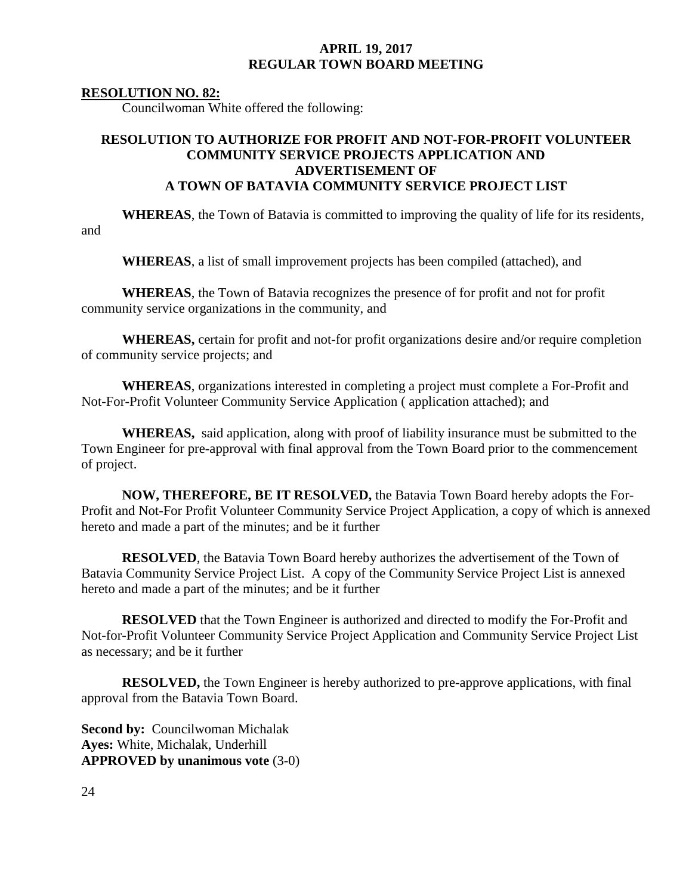**RESOLUTION NO. 82:**

Councilwoman White offered the following:

**RESOLUTION TO AUTHORIZE FOR PROFIT AND NOT-FOR-PROFIT VOLUNTEER COMMUNITY SERVICE PROJECTS APPLICATION AND ADVERTISEMENT OF A TOWN OF BATAVIA COMMUNITY SERVICE PROJECT LIST**

**WHEREAS**, the Town of Batavia is committed to improving the quality of life for its residents, and

**WHEREAS**, a list of small improvement projects has been compiled (attached), and

**WHEREAS**, the Town of Batavia recognizes the presence of for profit and not for profit community service organizations in the community, and

**WHEREAS,** certain for profit and not-for profit organizations desire and/or require completion of community service projects; and

**WHEREAS**, organizations interested in completing a project must complete a For-Profit and Not-For-Profit Volunteer Community Service Application ( application attached); and

**WHEREAS,** said application, along with proof of liability insurance must be submitted to the Town Engineer for pre-approval with final approval from the Town Board prior to the commencement of project.

**NOW, THEREFORE, BE IT RESOLVED,** the Batavia Town Board hereby adopts the For-Profit and Not-For Profit Volunteer Community Service Project Application, a copy of which is annexed hereto and made a part of the minutes; and be it further

**RESOLVED**, the Batavia Town Board hereby authorizes the advertisement of the Town of Batavia Community Service Project List. A copy of the Community Service Project List is annexed hereto and made a part of the minutes; and be it further

**RESOLVED** that the Town Engineer is authorized and directed to modify the For-Profit and Not-for-Profit Volunteer Community Service Project Application and Community Service Project List as necessary; and be it further

**RESOLVED,** the Town Engineer is hereby authorized to pre-approve applications, with final approval from the Batavia Town Board.

**Second by:** Councilwoman Michalak
**Ayes:** White, Michalak, Underhill
**APPROVED by unanimous vote** (3-0)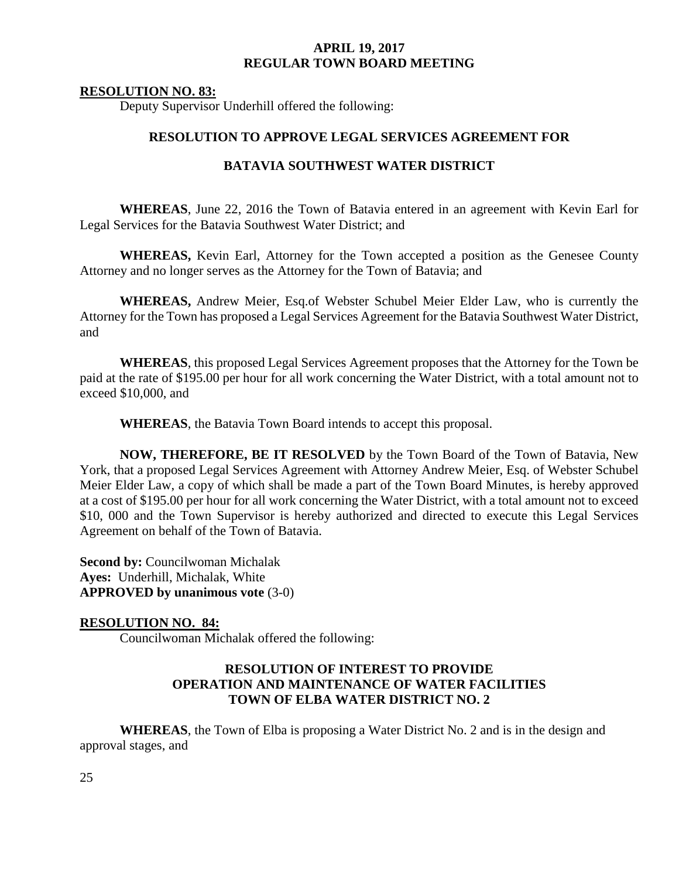**RESOLUTION NO. 83:**

Deputy Supervisor Underhill offered the following:

**RESOLUTION TO APPROVE LEGAL SERVICES AGREEMENT FOR**

**BATAVIA SOUTHWEST WATER DISTRICT**

**WHEREAS**, June 22, 2016 the Town of Batavia entered in an agreement with Kevin Earl for Legal Services for the Batavia Southwest Water District; and

**WHEREAS,** Kevin Earl, Attorney for the Town accepted a position as the Genesee County Attorney and no longer serves as the Attorney for the Town of Batavia; and

**WHEREAS,** Andrew Meier, Esq.of Webster Schubel Meier Elder Law, who is currently the Attorney for the Town has proposed a Legal Services Agreement for the Batavia Southwest Water District, and

**WHEREAS**, this proposed Legal Services Agreement proposes that the Attorney for the Town be paid at the rate of $195.00 per hour for all work concerning the Water District, with a total amount not to exceed $10,000, and

**WHEREAS**, the Batavia Town Board intends to accept this proposal.

**NOW, THEREFORE, BE IT RESOLVED** by the Town Board of the Town of Batavia, New York, that a proposed Legal Services Agreement with Attorney Andrew Meier, Esq. of Webster Schubel Meier Elder Law, a copy of which shall be made a part of the Town Board Minutes, is hereby approved at a cost of $195.00 per hour for all work concerning the Water District, with a total amount not to exceed $10, 000 and the Town Supervisor is hereby authorized and directed to execute this Legal Services Agreement on behalf of the Town of Batavia.

**Second by:** Councilwoman Michalak
**Ayes:** Underhill, Michalak, White
**APPROVED by unanimous vote** (3-0)

**RESOLUTION NO. 84:**

Councilwoman Michalak offered the following:

**RESOLUTION OF INTEREST TO PROVIDE OPERATION AND MAINTENANCE OF WATER FACILITIES TOWN OF ELBA WATER DISTRICT NO. 2**

**WHEREAS**, the Town of Elba is proposing a Water District No. 2 and is in the design and approval stages, and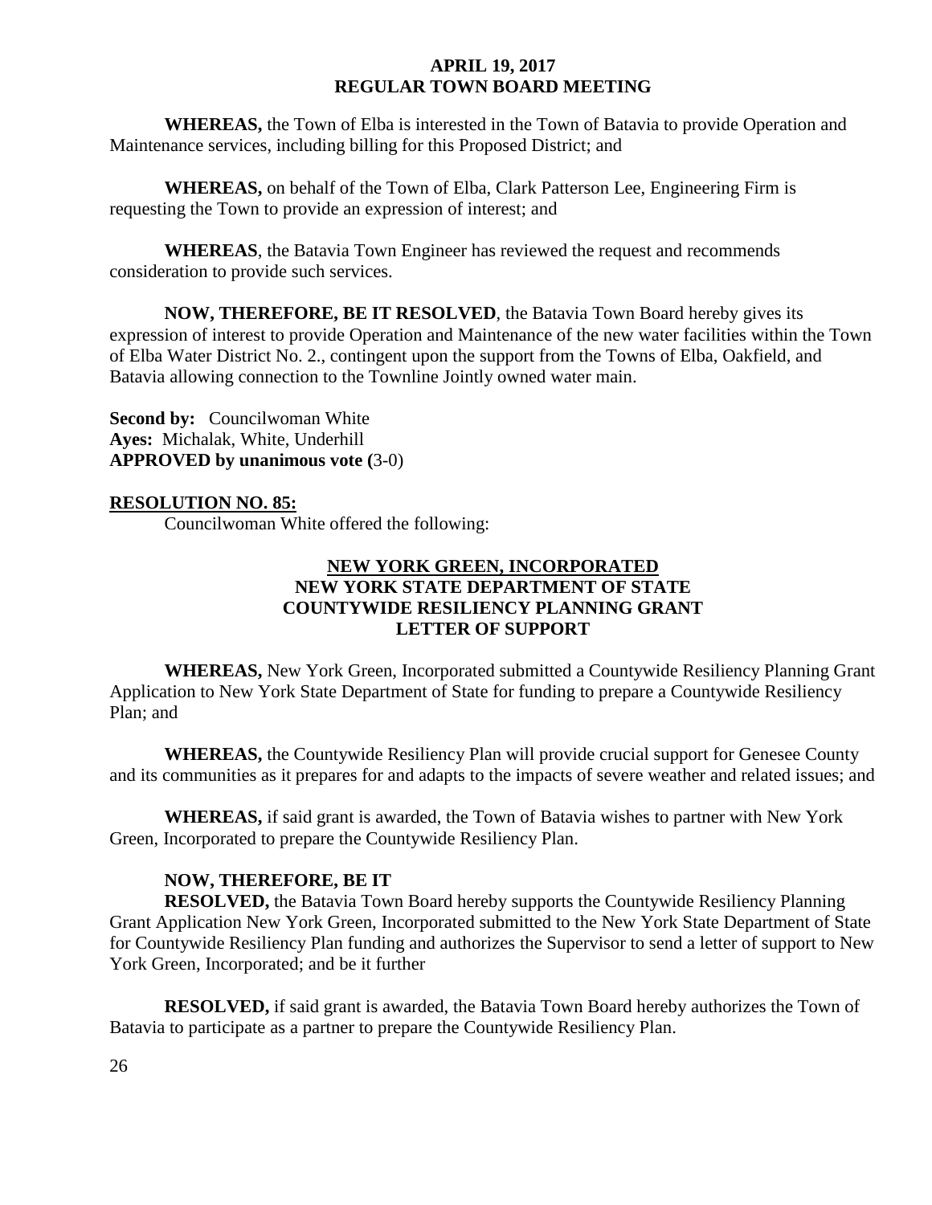**WHEREAS,** the Town of Elba is interested in the Town of Batavia to provide Operation and Maintenance services, including billing for this Proposed District; and

**WHEREAS,** on behalf of the Town of Elba, Clark Patterson Lee, Engineering Firm is requesting the Town to provide an expression of interest; and

**WHEREAS**, the Batavia Town Engineer has reviewed the request and recommends consideration to provide such services.

**NOW, THEREFORE, BE IT RESOLVED**, the Batavia Town Board hereby gives its expression of interest to provide Operation and Maintenance of the new water facilities within the Town of Elba Water District No. 2., contingent upon the support from the Towns of Elba, Oakfield, and Batavia allowing connection to the Townline Jointly owned water main.

**Second by:** Councilwoman White
**Ayes:** Michalak, White, Underhill
**APPROVED by unanimous vote (**3-0)

**RESOLUTION NO. 85:**

Councilwoman White offered the following:

**NEW YORK GREEN, INCORPORATED**
**NEW YORK STATE DEPARTMENT OF STATE**
**COUNTYWIDE RESILIENCY PLANNING GRANT**
**LETTER OF SUPPORT**

**WHEREAS,** New York Green, Incorporated submitted a Countywide Resiliency Planning Grant Application to New York State Department of State for funding to prepare a Countywide Resiliency Plan; and

**WHEREAS,** the Countywide Resiliency Plan will provide crucial support for Genesee County and its communities as it prepares for and adapts to the impacts of severe weather and related issues; and

**WHEREAS,** if said grant is awarded, the Town of Batavia wishes to partner with New York Green, Incorporated to prepare the Countywide Resiliency Plan.

**NOW, THEREFORE, BE IT**

**RESOLVED,** the Batavia Town Board hereby supports the Countywide Resiliency Planning Grant Application New York Green, Incorporated submitted to the New York State Department of State for Countywide Resiliency Plan funding and authorizes the Supervisor to send a letter of support to New York Green, Incorporated; and be it further

**RESOLVED,** if said grant is awarded, the Batavia Town Board hereby authorizes the Town of Batavia to participate as a partner to prepare the Countywide Resiliency Plan.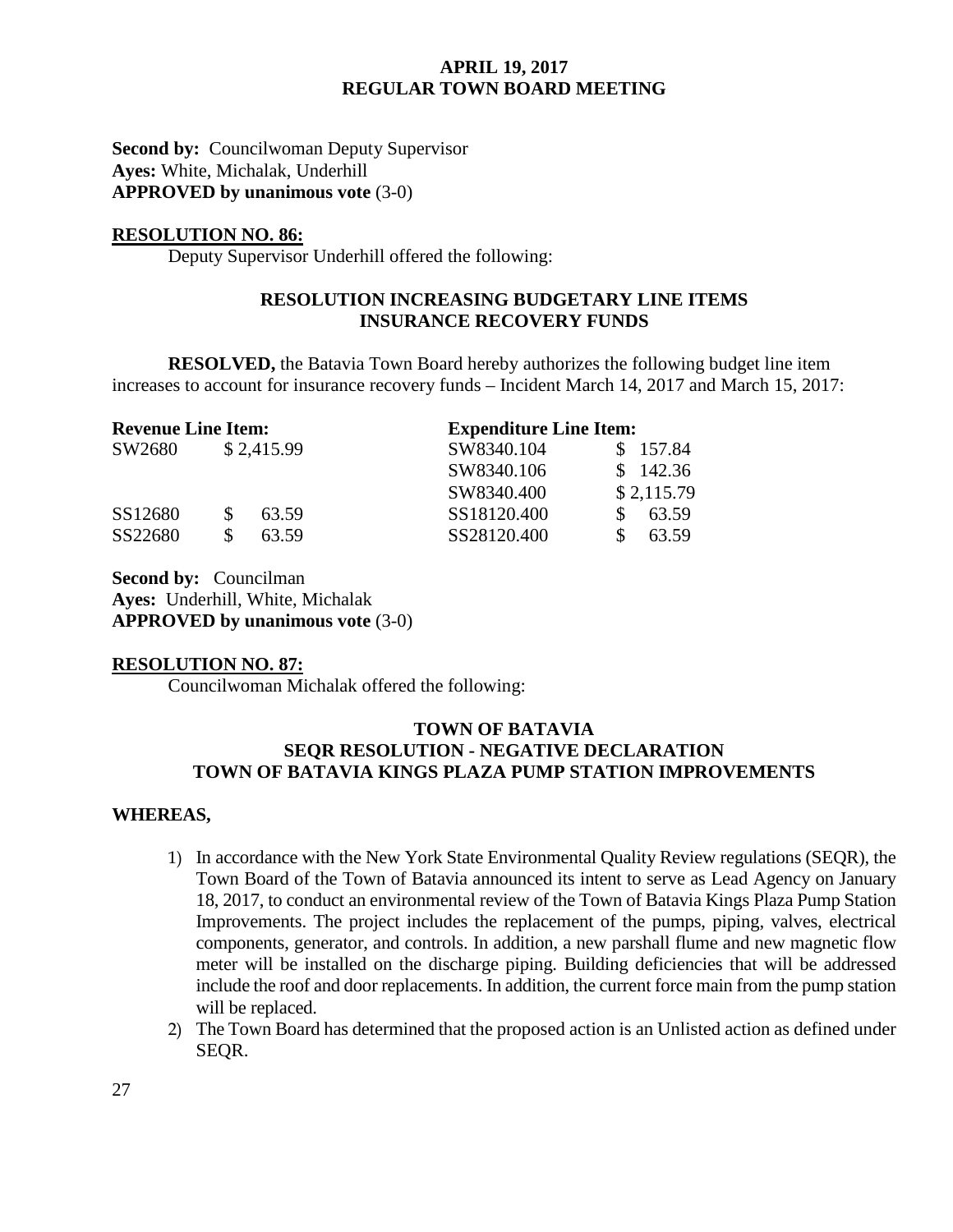**Second by:** Councilwoman Deputy Supervisor
**Ayes:** White, Michalak, Underhill
**APPROVED by unanimous vote** (3-0)

**RESOLUTION NO. 86:**

Deputy Supervisor Underhill offered the following:

**RESOLUTION INCREASING BUDGETARY LINE ITEMS INSURANCE RECOVERY FUNDS**

**RESOLVED,** the Batavia Town Board hereby authorizes the following budget line item increases to account for insurance recovery funds – Incident March 14, 2017 and March 15, 2017:

| Revenue Line Item: | | Expenditure Line Item: | |
|---|---|---|---|
| SW2680 | $ 2,415.99 | SW8340.104 | $ 157.84 |
| | | SW8340.106 | $ 142.36 |
| | | SW8340.400 | $ 2,115.79 |
| SS12680 | $ 63.59 | SS18120.400 | $ 63.59 |
| SS22680 | $ 63.59 | SS28120.400 | $ 63.59 |

**Second by:** Councilman
**Ayes:** Underhill, White, Michalak
**APPROVED by unanimous vote** (3-0)

**RESOLUTION NO. 87:**

Councilwoman Michalak offered the following:

**TOWN OF BATAVIA**
**SEQR RESOLUTION - NEGATIVE DECLARATION**
**TOWN OF BATAVIA KINGS PLAZA PUMP STATION IMPROVEMENTS**

**WHEREAS,**

1) In accordance with the New York State Environmental Quality Review regulations (SEQR), the Town Board of the Town of Batavia announced its intent to serve as Lead Agency on January 18, 2017, to conduct an environmental review of the Town of Batavia Kings Plaza Pump Station Improvements. The project includes the replacement of the pumps, piping, valves, electrical components, generator, and controls. In addition, a new parshall flume and new magnetic flow meter will be installed on the discharge piping. Building deficiencies that will be addressed include the roof and door replacements. In addition, the current force main from the pump station will be replaced.
2) The Town Board has determined that the proposed action is an Unlisted action as defined under SEQR.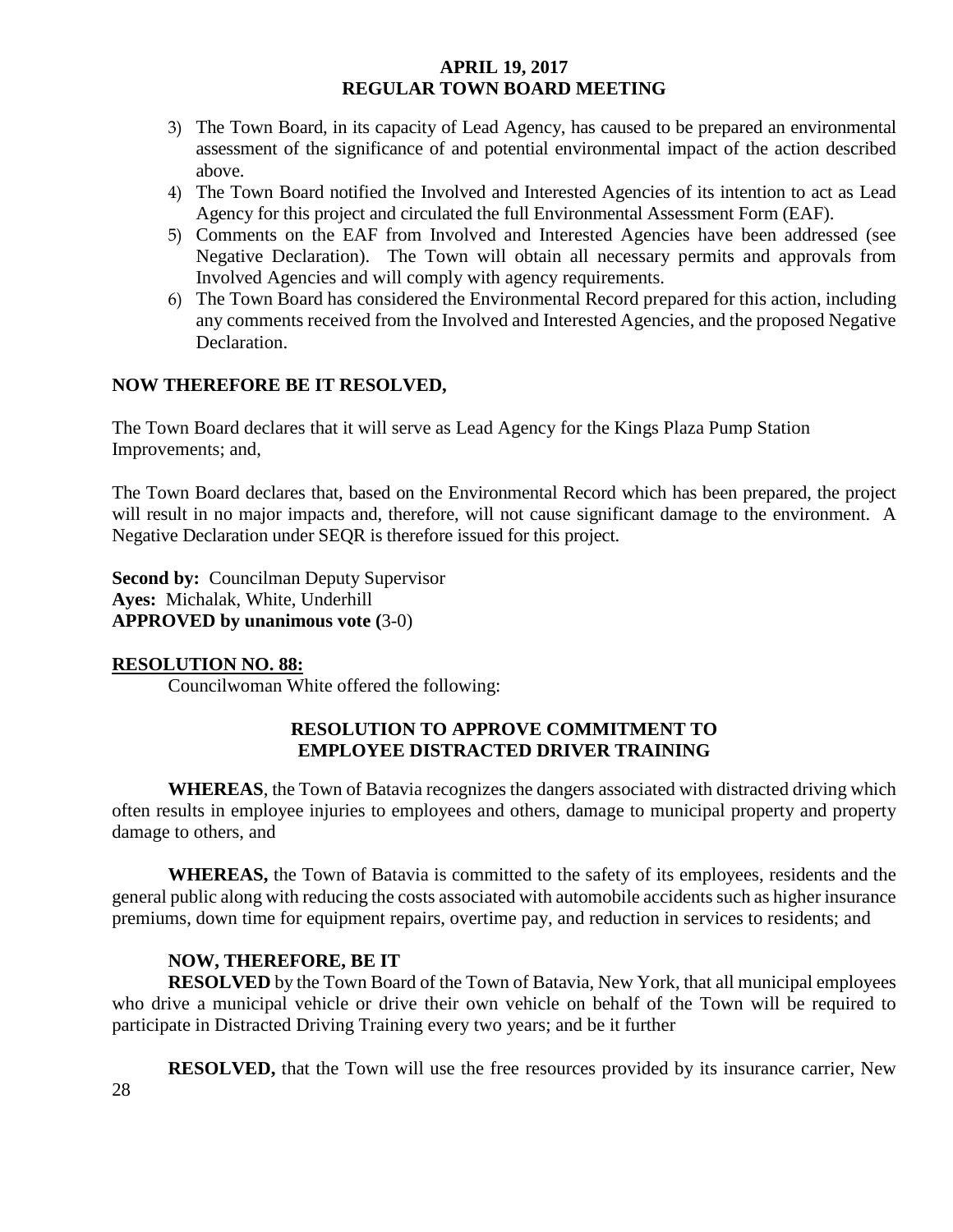3) The Town Board, in its capacity of Lead Agency, has caused to be prepared an environmental assessment of the significance of and potential environmental impact of the action described above.
4) The Town Board notified the Involved and Interested Agencies of its intention to act as Lead Agency for this project and circulated the full Environmental Assessment Form (EAF).
5) Comments on the EAF from Involved and Interested Agencies have been addressed (see Negative Declaration). The Town will obtain all necessary permits and approvals from Involved Agencies and will comply with agency requirements.
6) The Town Board has considered the Environmental Record prepared for this action, including any comments received from the Involved and Interested Agencies, and the proposed Negative Declaration.

**NOW THEREFORE BE IT RESOLVED,**

The Town Board declares that it will serve as Lead Agency for the Kings Plaza Pump Station Improvements; and,

The Town Board declares that, based on the Environmental Record which has been prepared, the project will result in no major impacts and, therefore, will not cause significant damage to the environment. A Negative Declaration under SEQR is therefore issued for this project.

**Second by:** Councilman Deputy Supervisor
**Ayes:** Michalak, White, Underhill
**APPROVED by unanimous vote (**3-0)

**RESOLUTION NO. 88:**

Councilwoman White offered the following:

**RESOLUTION TO APPROVE COMMITMENT TO EMPLOYEE DISTRACTED DRIVER TRAINING**

**WHEREAS**, the Town of Batavia recognizes the dangers associated with distracted driving which often results in employee injuries to employees and others, damage to municipal property and property damage to others, and

**WHEREAS,** the Town of Batavia is committed to the safety of its employees, residents and the general public along with reducing the costs associated with automobile accidents such as higher insurance premiums, down time for equipment repairs, overtime pay, and reduction in services to residents; and

**NOW, THEREFORE, BE IT**

**RESOLVED** by the Town Board of the Town of Batavia, New York, that all municipal employees who drive a municipal vehicle or drive their own vehicle on behalf of the Town will be required to participate in Distracted Driving Training every two years; and be it further

**RESOLVED,** that the Town will use the free resources provided by its insurance carrier, New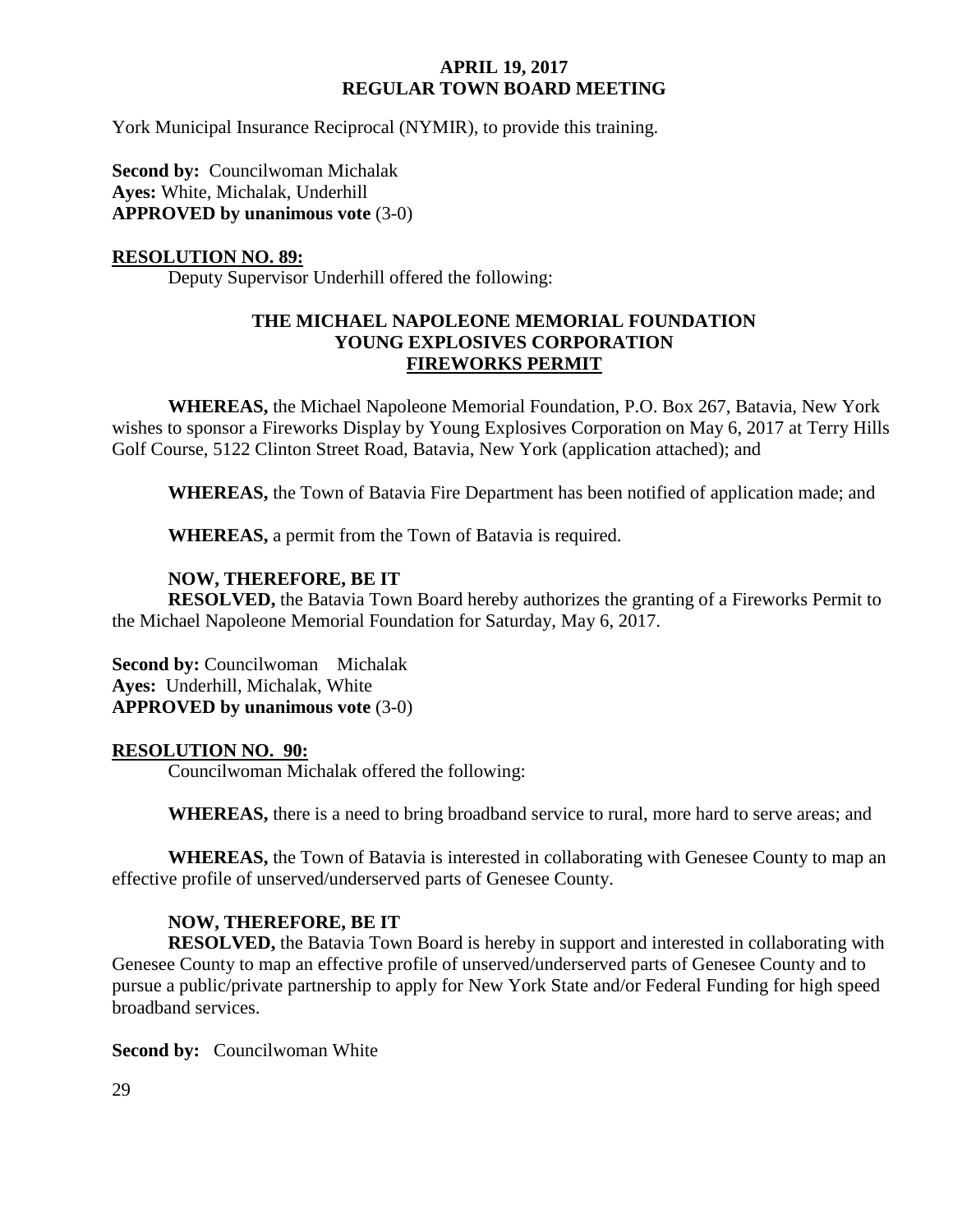York Municipal Insurance Reciprocal (NYMIR), to provide this training.

**Second by:** Councilwoman Michalak
**Ayes:** White, Michalak, Underhill
**APPROVED by unanimous vote** (3-0)

**RESOLUTION NO. 89:**

Deputy Supervisor Underhill offered the following:

**THE MICHAEL NAPOLEONE MEMORIAL FOUNDATION**
**YOUNG EXPLOSIVES CORPORATION**
**FIREWORKS PERMIT**

**WHEREAS,** the Michael Napoleone Memorial Foundation, P.O. Box 267, Batavia, New York wishes to sponsor a Fireworks Display by Young Explosives Corporation on May 6, 2017 at Terry Hills Golf Course, 5122 Clinton Street Road, Batavia, New York (application attached); and

**WHEREAS,** the Town of Batavia Fire Department has been notified of application made; and

**WHEREAS,** a permit from the Town of Batavia is required.

**NOW, THEREFORE, BE IT**
**RESOLVED,** the Batavia Town Board hereby authorizes the granting of a Fireworks Permit to the Michael Napoleone Memorial Foundation for Saturday, May 6, 2017.

**Second by:** Councilwoman Michalak
**Ayes:** Underhill, Michalak, White
**APPROVED by unanimous vote** (3-0)

**RESOLUTION NO. 90:**

Councilwoman Michalak offered the following:

**WHEREAS,** there is a need to bring broadband service to rural, more hard to serve areas; and

**WHEREAS,** the Town of Batavia is interested in collaborating with Genesee County to map an effective profile of unserved/underserved parts of Genesee County.

**NOW, THEREFORE, BE IT**
**RESOLVED,** the Batavia Town Board is hereby in support and interested in collaborating with Genesee County to map an effective profile of unserved/underserved parts of Genesee County and to pursue a public/private partnership to apply for New York State and/or Federal Funding for high speed broadband services.

**Second by:** Councilwoman White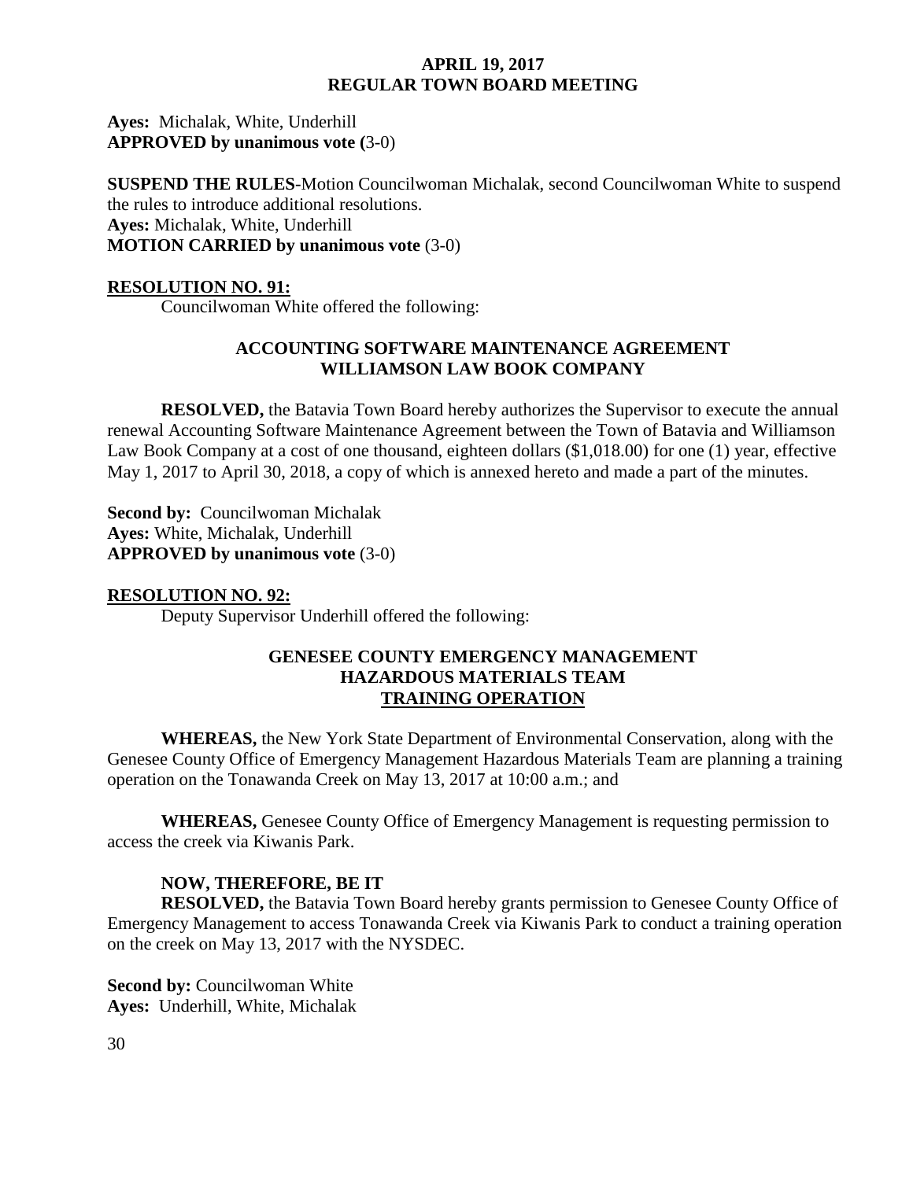**Ayes:** Michalak, White, Underhill
**APPROVED by unanimous vote (**3-0)

**SUSPEND THE RULES**-Motion Councilwoman Michalak, second Councilwoman White to suspend the rules to introduce additional resolutions.
**Ayes:** Michalak, White, Underhill
**MOTION CARRIED by unanimous vote** (3-0)

**RESOLUTION NO. 91:**

Councilwoman White offered the following:

**ACCOUNTING SOFTWARE MAINTENANCE AGREEMENT**
**WILLIAMSON LAW BOOK COMPANY**

**RESOLVED,** the Batavia Town Board hereby authorizes the Supervisor to execute the annual renewal Accounting Software Maintenance Agreement between the Town of Batavia and Williamson Law Book Company at a cost of one thousand, eighteen dollars ($1,018.00) for one (1) year, effective May 1, 2017 to April 30, 2018, a copy of which is annexed hereto and made a part of the minutes.

**Second by:** Councilwoman Michalak
**Ayes:** White, Michalak, Underhill
**APPROVED by unanimous vote** (3-0)

**RESOLUTION NO. 92:**

Deputy Supervisor Underhill offered the following:

**GENESEE COUNTY EMERGENCY MANAGEMENT**
**HAZARDOUS MATERIALS TEAM**
**TRAINING OPERATION**

**WHEREAS,** the New York State Department of Environmental Conservation, along with the Genesee County Office of Emergency Management Hazardous Materials Team are planning a training operation on the Tonawanda Creek on May 13, 2017 at 10:00 a.m.; and

**WHEREAS,** Genesee County Office of Emergency Management is requesting permission to access the creek via Kiwanis Park.

**NOW, THEREFORE, BE IT**
**RESOLVED,** the Batavia Town Board hereby grants permission to Genesee County Office of Emergency Management to access Tonawanda Creek via Kiwanis Park to conduct a training operation on the creek on May 13, 2017 with the NYSDEC.

**Second by:** Councilwoman White
**Ayes:** Underhill, White, Michalak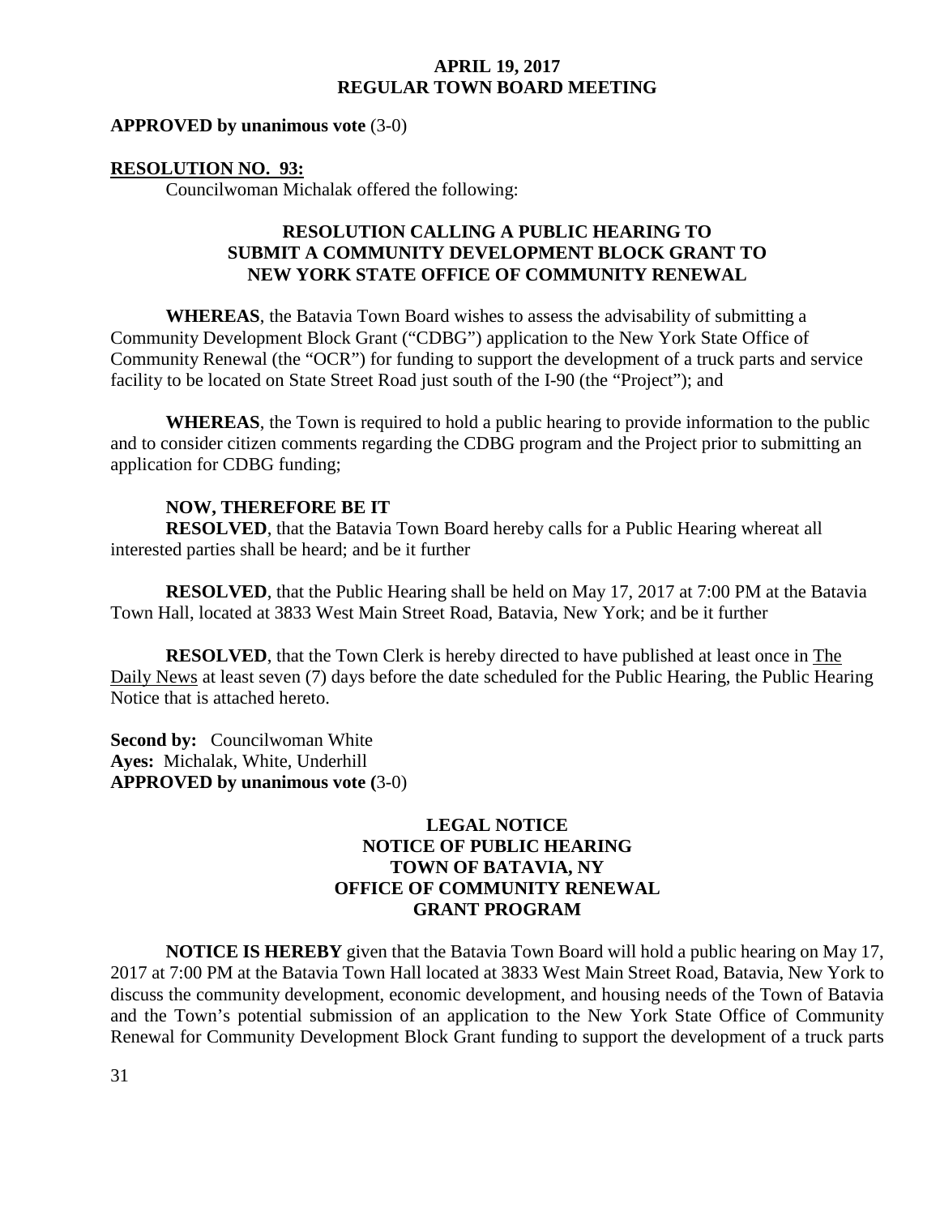**APPROVED by unanimous vote** (3-0)

**RESOLUTION NO. 93:**

Councilwoman Michalak offered the following:

**RESOLUTION CALLING A PUBLIC HEARING TO SUBMIT A COMMUNITY DEVELOPMENT BLOCK GRANT TO NEW YORK STATE OFFICE OF COMMUNITY RENEWAL**

**WHEREAS**, the Batavia Town Board wishes to assess the advisability of submitting a Community Development Block Grant ("CDBG") application to the New York State Office of Community Renewal (the "OCR") for funding to support the development of a truck parts and service facility to be located on State Street Road just south of the I-90 (the "Project"); and

**WHEREAS**, the Town is required to hold a public hearing to provide information to the public and to consider citizen comments regarding the CDBG program and the Project prior to submitting an application for CDBG funding;

**NOW, THEREFORE BE IT**

**RESOLVED**, that the Batavia Town Board hereby calls for a Public Hearing whereat all interested parties shall be heard; and be it further

**RESOLVED**, that the Public Hearing shall be held on May 17, 2017 at 7:00 PM at the Batavia Town Hall, located at 3833 West Main Street Road, Batavia, New York; and be it further

**RESOLVED**, that the Town Clerk is hereby directed to have published at least once in The Daily News at least seven (7) days before the date scheduled for the Public Hearing, the Public Hearing Notice that is attached hereto.

**Second by:** Councilwoman White
**Ayes:** Michalak, White, Underhill
**APPROVED by unanimous vote (**3-0)

**LEGAL NOTICE**
**NOTICE OF PUBLIC HEARING**
**TOWN OF BATAVIA, NY**
**OFFICE OF COMMUNITY RENEWAL**
**GRANT PROGRAM**

**NOTICE IS HEREBY** given that the Batavia Town Board will hold a public hearing on May 17, 2017 at 7:00 PM at the Batavia Town Hall located at 3833 West Main Street Road, Batavia, New York to discuss the community development, economic development, and housing needs of the Town of Batavia and the Town's potential submission of an application to the New York State Office of Community Renewal for Community Development Block Grant funding to support the development of a truck parts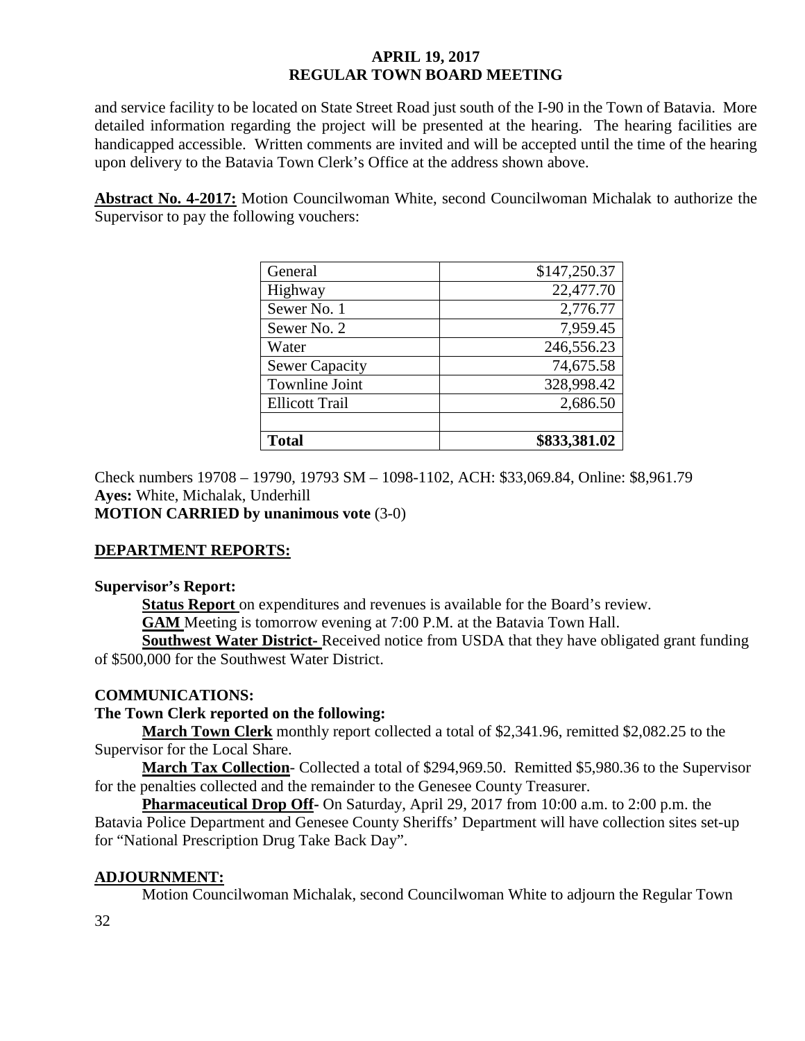and service facility to be located on State Street Road just south of the I-90 in the Town of Batavia. More detailed information regarding the project will be presented at the hearing. The hearing facilities are handicapped accessible. Written comments are invited and will be accepted until the time of the hearing upon delivery to the Batavia Town Clerk's Office at the address shown above.

**Abstract No. 4-2017:** Motion Councilwoman White, second Councilwoman Michalak to authorize the Supervisor to pay the following vouchers:

| | |
|---|---:|
| General | \$147,250.37 |
| Highway | 22,477.70 |
| Sewer No. 1 | 2,776.77 |
| Sewer No. 2 | 7,959.45 |
| Water | 246,556.23 |
| Sewer Capacity | 74,675.58 |
| Townline Joint | 328,998.42 |
| Ellicott Trail | 2,686.50 |
| | |
| **Total** | **\$833,381.02** |

Check numbers 19708 – 19790, 19793 SM – 1098-1102, ACH: \$33,069.84, Online: \$8,961.79
**Ayes:** White, Michalak, Underhill
**MOTION CARRIED by unanimous vote** (3-0)

## DEPARTMENT REPORTS:

**Supervisor's Report:**

**Status Report** on expenditures and revenues is available for the Board's review.

**GAM** Meeting is tomorrow evening at 7:00 P.M. at the Batavia Town Hall.

**Southwest Water District-** Received notice from USDA that they have obligated grant funding of \$500,000 for the Southwest Water District.

## COMMUNICATIONS:

**The Town Clerk reported on the following:**

**March Town Clerk** monthly report collected a total of \$2,341.96, remitted \$2,082.25 to the Supervisor for the Local Share.

**March Tax Collection**- Collected a total of \$294,969.50. Remitted \$5,980.36 to the Supervisor for the penalties collected and the remainder to the Genesee County Treasurer.

**Pharmaceutical Drop Off**- On Saturday, April 29, 2017 from 10:00 a.m. to 2:00 p.m. the Batavia Police Department and Genesee County Sheriffs' Department will have collection sites set-up for "National Prescription Drug Take Back Day".

## ADJOURNMENT:

Motion Councilwoman Michalak, second Councilwoman White to adjourn the Regular Town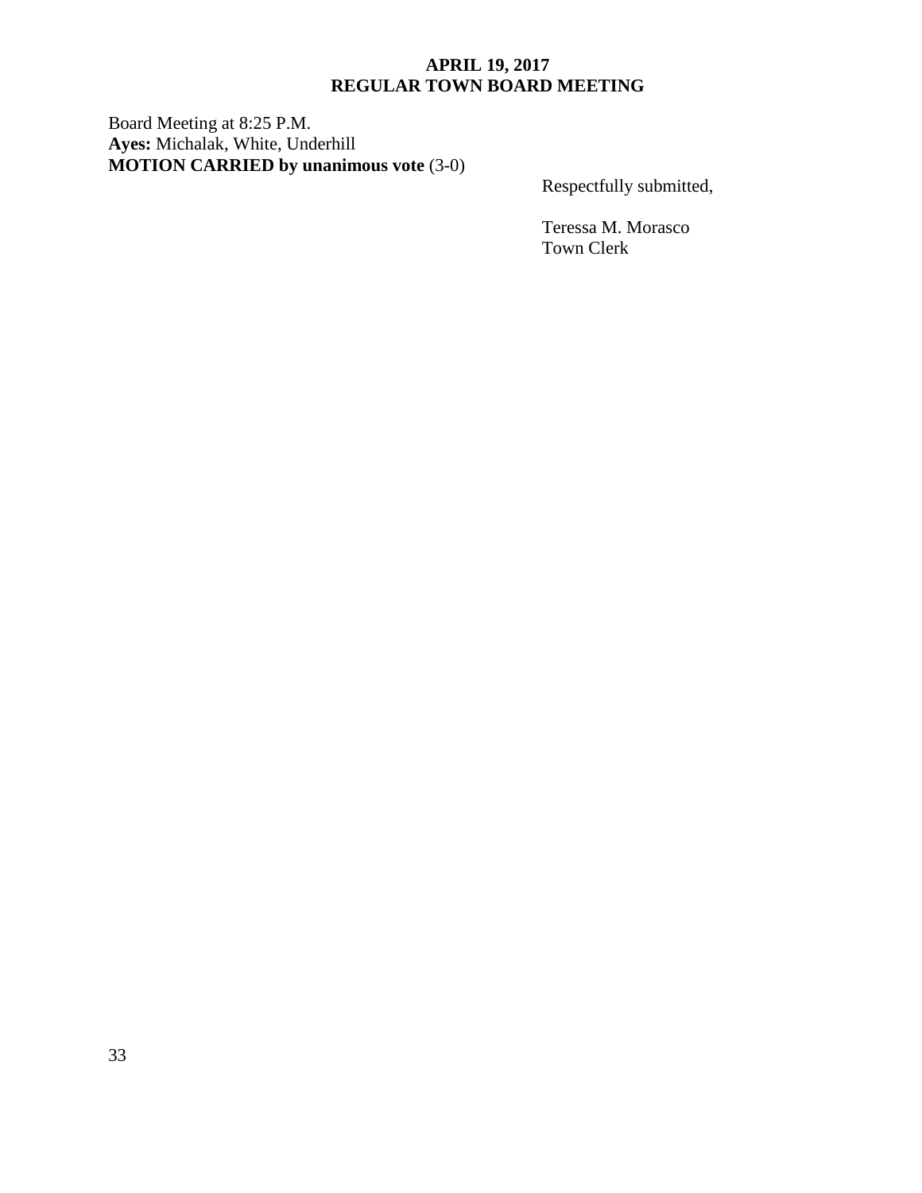Board Meeting at 8:25 P.M.
**Ayes:** Michalak, White, Underhill
**MOTION CARRIED by unanimous vote** (3-0)

Respectfully submitted,

Teressa M. Morasco
Town Clerk